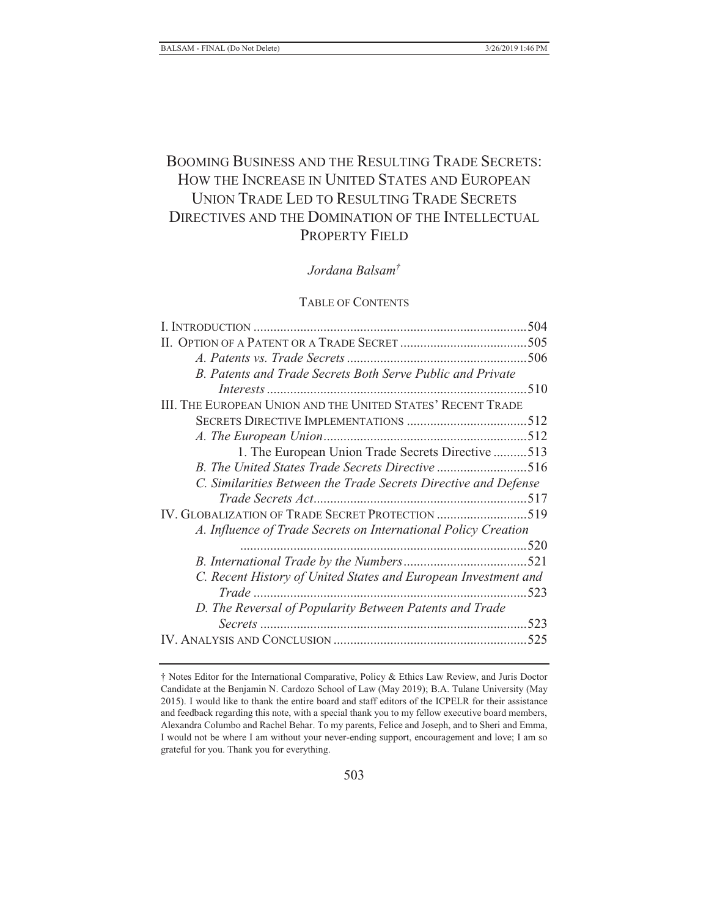# BOOMING BUSINESS AND THE RESULTING TRADE SECRETS: HOW THE INCREASE IN UNITED STATES AND EUROPEAN UNION TRADE LED TO RESULTING TRADE SECRETS DIRECTIVES AND THE DOMINATION OF THE INTELLECTUAL PROPERTY FIELD

*Jordana Balsam*†

TABLE OF CONTENTS

I. INTRODUCTION ........................................................................ 504
II. OPTION OF A PATENT OR A TRADE SECRET ........................................ 505
  *A. Patents vs. Trade Secrets* ........................................................ 506
  *B. Patents and Trade Secrets Both Serve Public and Private Interests* ........................................................................ 510
III. THE EUROPEAN UNION AND THE UNITED STATES' RECENT TRADE SECRETS DIRECTIVE IMPLEMENTATIONS ........................................ 512
  *A. The European Union* ............................................................ 512
    1. The European Union Trade Secrets Directive .......... 513
  *B. The United States Trade Secrets Directive* .......................... 516
  *C. Similarities Between the Trade Secrets Directive and Defense Trade Secrets Act* ................................................................ 517
IV. GLOBALIZATION OF TRADE SECRET PROTECTION .......................... 519
  *A. Influence of Trade Secrets on International Policy Creation* ........................................................................ 520
  *B. International Trade by the Numbers* .................................... 521
  *C. Recent History of United States and European Investment and Trade* ........................................................................ 523
  *D. The Reversal of Popularity Between Patents and Trade Secrets* ........................................................................ 523
IV. ANALYSIS AND CONCLUSION ........................................................ 525

---

† Notes Editor for the International Comparative, Policy & Ethics Law Review, and Juris Doctor Candidate at the Benjamin N. Cardozo School of Law (May 2019); B.A. Tulane University (May 2015). I would like to thank the entire board and staff editors of the ICPELR for their assistance and feedback regarding this note, with a special thank you to my fellow executive board members, Alexandra Columbo and Rachel Behar. To my parents, Felice and Joseph, and to Sheri and Emma, I would not be where I am without your never-ending support, encouragement and love; I am so grateful for you. Thank you for everything.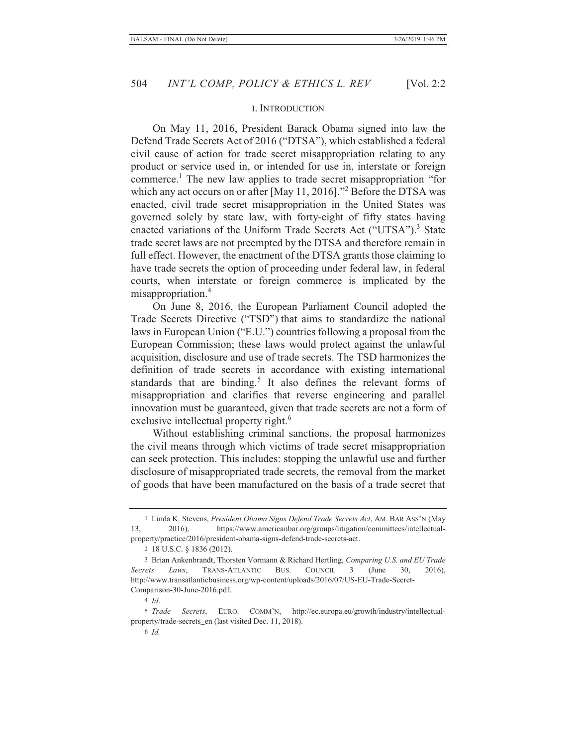## I. INTRODUCTION

On May 11, 2016, President Barack Obama signed into law the Defend Trade Secrets Act of 2016 ("DTSA"), which established a federal civil cause of action for trade secret misappropriation relating to any product or service used in, or intended for use in, interstate or foreign commerce.[1] The new law applies to trade secret misappropriation "for which any act occurs on or after [May 11, 2016]."[2] Before the DTSA was enacted, civil trade secret misappropriation in the United States was governed solely by state law, with forty-eight of fifty states having enacted variations of the Uniform Trade Secrets Act ("UTSA").[3] State trade secret laws are not preempted by the DTSA and therefore remain in full effect. However, the enactment of the DTSA grants those claiming to have trade secrets the option of proceeding under federal law, in federal courts, when interstate or foreign commerce is implicated by the misappropriation.[4]

On June 8, 2016, the European Parliament Council adopted the Trade Secrets Directive ("TSD") that aims to standardize the national laws in European Union ("E.U.") countries following a proposal from the European Commission; these laws would protect against the unlawful acquisition, disclosure and use of trade secrets. The TSD harmonizes the definition of trade secrets in accordance with existing international standards that are binding.[5] It also defines the relevant forms of misappropriation and clarifies that reverse engineering and parallel innovation must be guaranteed, given that trade secrets are not a form of exclusive intellectual property right.[6]

Without establishing criminal sanctions, the proposal harmonizes the civil means through which victims of trade secret misappropriation can seek protection. This includes: stopping the unlawful use and further disclosure of misappropriated trade secrets, the removal from the market of goods that have been manufactured on the basis of a trade secret that

---

1 Linda K. Stevens, *President Obama Signs Defend Trade Secrets Act*, AM. BAR ASS'N (May 13, 2016), https://www.americanbar.org/groups/litigation/committees/intellectual-property/practice/2016/president-obama-signs-defend-trade-secrets-act.

2 18 U.S.C. § 1836 (2012).

3 Brian Ankenbrandt, Thorsten Vormann & Richard Hertling, *Comparing U.S. and EU Trade Secrets Laws*, TRANS-ATLANTIC BUS. COUNCIL 3 (June 30, 2016), http://www.transatlanticbusiness.org/wp-content/uploads/2016/07/US-EU-Trade-Secret-Comparison-30-June-2016.pdf.

4 *Id*.

5 *Trade Secrets*, EURO. COMM'N, http://ec.europa.eu/growth/industry/intellectual-property/trade-secrets_en (last visited Dec. 11, 2018).

6 *Id.*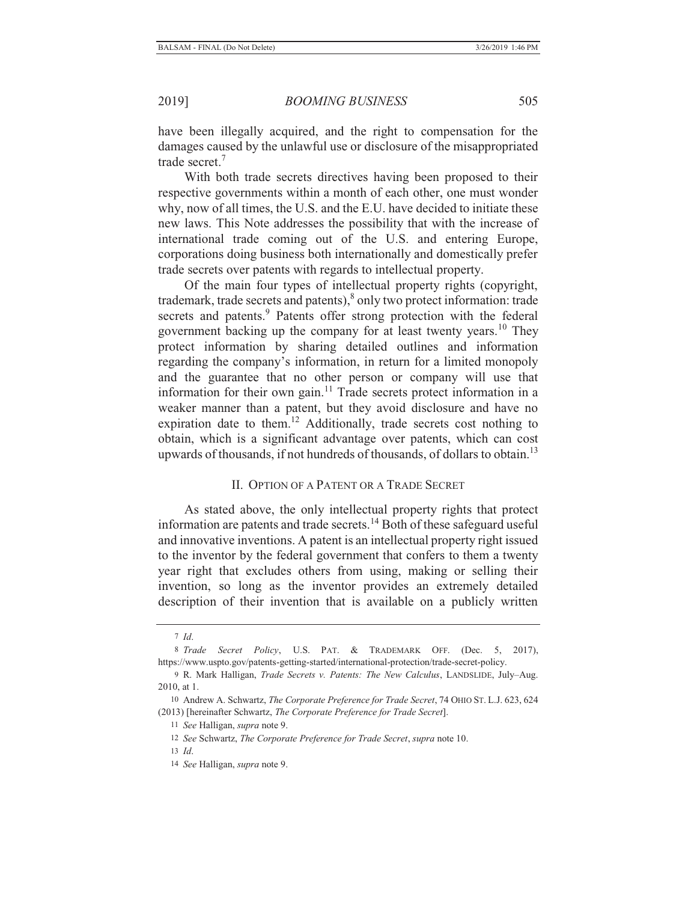have been illegally acquired, and the right to compensation for the damages caused by the unlawful use or disclosure of the misappropriated trade secret.[7]

With both trade secrets directives having been proposed to their respective governments within a month of each other, one must wonder why, now of all times, the U.S. and the E.U. have decided to initiate these new laws. This Note addresses the possibility that with the increase of international trade coming out of the U.S. and entering Europe, corporations doing business both internationally and domestically prefer trade secrets over patents with regards to intellectual property.

Of the main four types of intellectual property rights (copyright, trademark, trade secrets and patents),[8] only two protect information: trade secrets and patents.[9] Patents offer strong protection with the federal government backing up the company for at least twenty years.[10] They protect information by sharing detailed outlines and information regarding the company's information, in return for a limited monopoly and the guarantee that no other person or company will use that information for their own gain.[11] Trade secrets protect information in a weaker manner than a patent, but they avoid disclosure and have no expiration date to them.[12] Additionally, trade secrets cost nothing to obtain, which is a significant advantage over patents, which can cost upwards of thousands, if not hundreds of thousands, of dollars to obtain.[13]

## II. Option of a Patent or a Trade Secret

As stated above, the only intellectual property rights that protect information are patents and trade secrets.[14] Both of these safeguard useful and innovative inventions. A patent is an intellectual property right issued to the inventor by the federal government that confers to them a twenty year right that excludes others from using, making or selling their invention, so long as the inventor provides an extremely detailed description of their invention that is available on a publicly written

---

7 *Id*.

8 *Trade Secret Policy*, U.S. PAT. & TRADEMARK OFF. (Dec. 5, 2017), https://www.uspto.gov/patents-getting-started/international-protection/trade-secret-policy.

9 R. Mark Halligan, *Trade Secrets v. Patents: The New Calculus*, LANDSLIDE, July–Aug. 2010, at 1.

10 Andrew A. Schwartz, *The Corporate Preference for Trade Secret*, 74 OHIO ST. L.J. 623, 624 (2013) [hereinafter Schwartz, *The Corporate Preference for Trade Secret*].

11 *See* Halligan, *supra* note 9.

12 *See* Schwartz, *The Corporate Preference for Trade Secret*, *supra* note 10.

13 *Id*.

14 *See* Halligan, *supra* note 9.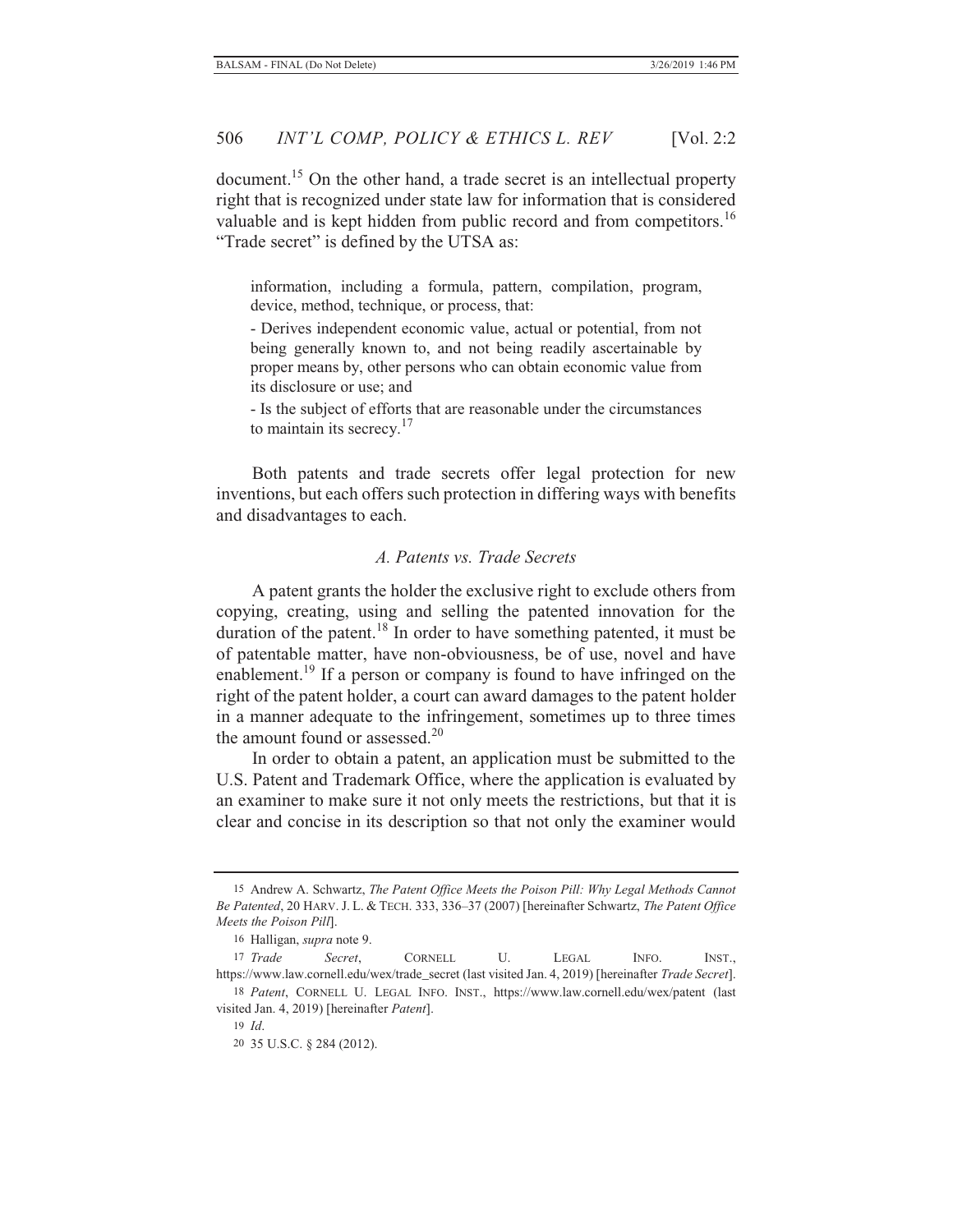document.[15] On the other hand, a trade secret is an intellectual property right that is recognized under state law for information that is considered valuable and is kept hidden from public record and from competitors.[16] "Trade secret" is defined by the UTSA as:

> information, including a formula, pattern, compilation, program, device, method, technique, or process, that:
>
> - Derives independent economic value, actual or potential, from not being generally known to, and not being readily ascertainable by proper means by, other persons who can obtain economic value from its disclosure or use; and
>
> - Is the subject of efforts that are reasonable under the circumstances to maintain its secrecy.[17]

Both patents and trade secrets offer legal protection for new inventions, but each offers such protection in differing ways with benefits and disadvantages to each.

### *A. Patents vs. Trade Secrets*

A patent grants the holder the exclusive right to exclude others from copying, creating, using and selling the patented innovation for the duration of the patent.[18] In order to have something patented, it must be of patentable matter, have non-obviousness, be of use, novel and have enablement.[19] If a person or company is found to have infringed on the right of the patent holder, a court can award damages to the patent holder in a manner adequate to the infringement, sometimes up to three times the amount found or assessed.[20]

In order to obtain a patent, an application must be submitted to the U.S. Patent and Trademark Office, where the application is evaluated by an examiner to make sure it not only meets the restrictions, but that it is clear and concise in its description so that not only the examiner would

---

15 Andrew A. Schwartz, *The Patent Office Meets the Poison Pill: Why Legal Methods Cannot Be Patented*, 20 HARV. J. L. & TECH. 333, 336–37 (2007) [hereinafter Schwartz, *The Patent Office Meets the Poison Pill*].

16 Halligan, *supra* note 9.

17 *Trade Secret*, CORNELL U. LEGAL INFO. INST., https://www.law.cornell.edu/wex/trade_secret (last visited Jan. 4, 2019) [hereinafter *Trade Secret*].

18 *Patent*, CORNELL U. LEGAL INFO. INST., https://www.law.cornell.edu/wex/patent (last visited Jan. 4, 2019) [hereinafter *Patent*].

19 *Id*.

20 35 U.S.C. § 284 (2012).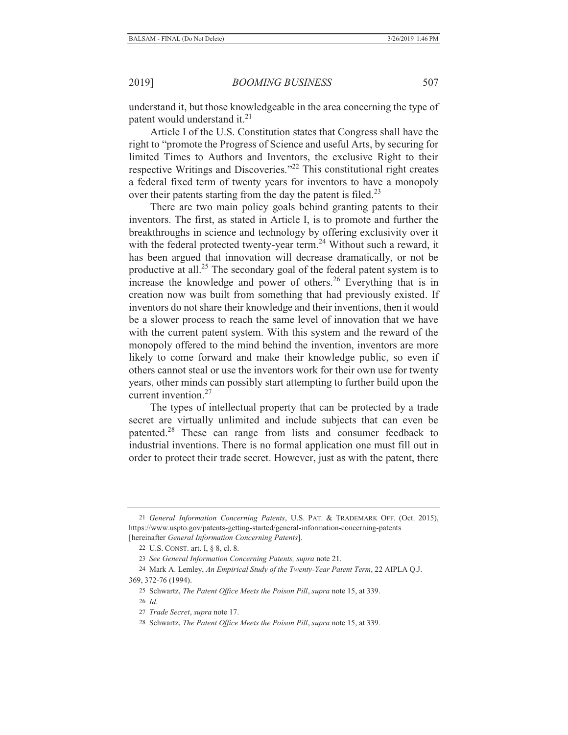understand it, but those knowledgeable in the area concerning the type of patent would understand it.[21]

Article I of the U.S. Constitution states that Congress shall have the right to "promote the Progress of Science and useful Arts, by securing for limited Times to Authors and Inventors, the exclusive Right to their respective Writings and Discoveries."[22] This constitutional right creates a federal fixed term of twenty years for inventors to have a monopoly over their patents starting from the day the patent is filed.[23]

There are two main policy goals behind granting patents to their inventors. The first, as stated in Article I, is to promote and further the breakthroughs in science and technology by offering exclusivity over it with the federal protected twenty-year term.[24] Without such a reward, it has been argued that innovation will decrease dramatically, or not be productive at all.[25] The secondary goal of the federal patent system is to increase the knowledge and power of others.[26] Everything that is in creation now was built from something that had previously existed. If inventors do not share their knowledge and their inventions, then it would be a slower process to reach the same level of innovation that we have with the current patent system. With this system and the reward of the monopoly offered to the mind behind the invention, inventors are more likely to come forward and make their knowledge public, so even if others cannot steal or use the inventors work for their own use for twenty years, other minds can possibly start attempting to further build upon the current invention.[27]

The types of intellectual property that can be protected by a trade secret are virtually unlimited and include subjects that can even be patented.[28] These can range from lists and consumer feedback to industrial inventions. There is no formal application one must fill out in order to protect their trade secret. However, just as with the patent, there

---

21 *General Information Concerning Patents*, U.S. PAT. & TRADEMARK OFF. (Oct. 2015), https://www.uspto.gov/patents-getting-started/general-information-concerning-patents [hereinafter *General Information Concerning Patents*].

22 U.S. CONST. art. I, § 8, cl. 8.

23 *See General Information Concerning Patents, supra* note 21.

24 Mark A. Lemley, *An Empirical Study of the Twenty-Year Patent Term*, 22 AIPLA Q.J. 369, 372-76 (1994).

25 Schwartz, *The Patent Office Meets the Poison Pill*, *supra* note 15, at 339.

26 *Id*.

27 *Trade Secret*, *supra* note 17.

28 Schwartz, *The Patent Office Meets the Poison Pill*, *supra* note 15, at 339.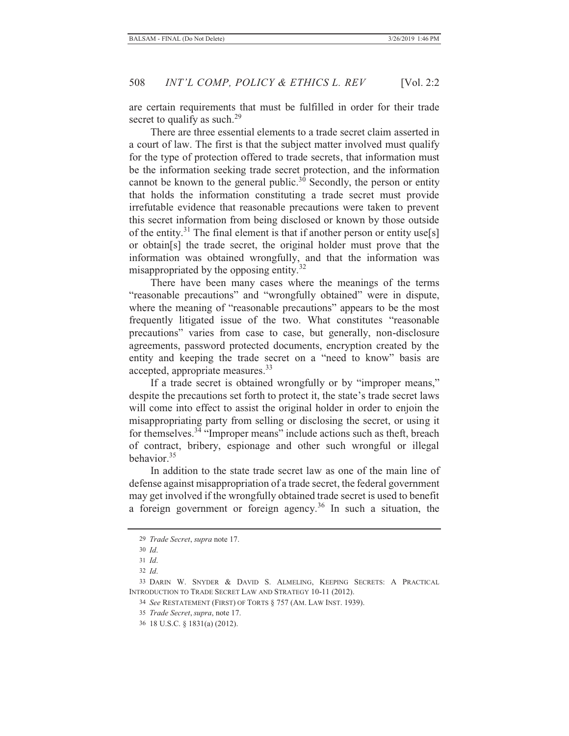are certain requirements that must be fulfilled in order for their trade secret to qualify as such.[29]

There are three essential elements to a trade secret claim asserted in a court of law. The first is that the subject matter involved must qualify for the type of protection offered to trade secrets, that information must be the information seeking trade secret protection, and the information cannot be known to the general public.[30] Secondly, the person or entity that holds the information constituting a trade secret must provide irrefutable evidence that reasonable precautions were taken to prevent this secret information from being disclosed or known by those outside of the entity.[31] The final element is that if another person or entity use[s] or obtain[s] the trade secret, the original holder must prove that the information was obtained wrongfully, and that the information was misappropriated by the opposing entity.[32]

There have been many cases where the meanings of the terms "reasonable precautions" and "wrongfully obtained" were in dispute, where the meaning of "reasonable precautions" appears to be the most frequently litigated issue of the two. What constitutes "reasonable precautions" varies from case to case, but generally, non-disclosure agreements, password protected documents, encryption created by the entity and keeping the trade secret on a "need to know" basis are accepted, appropriate measures.[33]

If a trade secret is obtained wrongfully or by "improper means," despite the precautions set forth to protect it, the state's trade secret laws will come into effect to assist the original holder in order to enjoin the misappropriating party from selling or disclosing the secret, or using it for themselves.[34] "Improper means" include actions such as theft, breach of contract, bribery, espionage and other such wrongful or illegal behavior.[35]

In addition to the state trade secret law as one of the main line of defense against misappropriation of a trade secret, the federal government may get involved if the wrongfully obtained trade secret is used to benefit a foreign government or foreign agency.[36] In such a situation, the

---

29 *Trade Secret*, *supra* note 17.

30 *Id*.

31 *Id*.

32 *Id*.

33 DARIN W. SNYDER & DAVID S. ALMELING, KEEPING SECRETS: A PRACTICAL INTRODUCTION TO TRADE SECRET LAW AND STRATEGY 10-11 (2012).

34 *See* RESTATEMENT (FIRST) OF TORTS § 757 (AM. LAW INST. 1939).

35 *Trade Secret*, *supra*, note 17.

36 18 U.S.C. § 1831(a) (2012).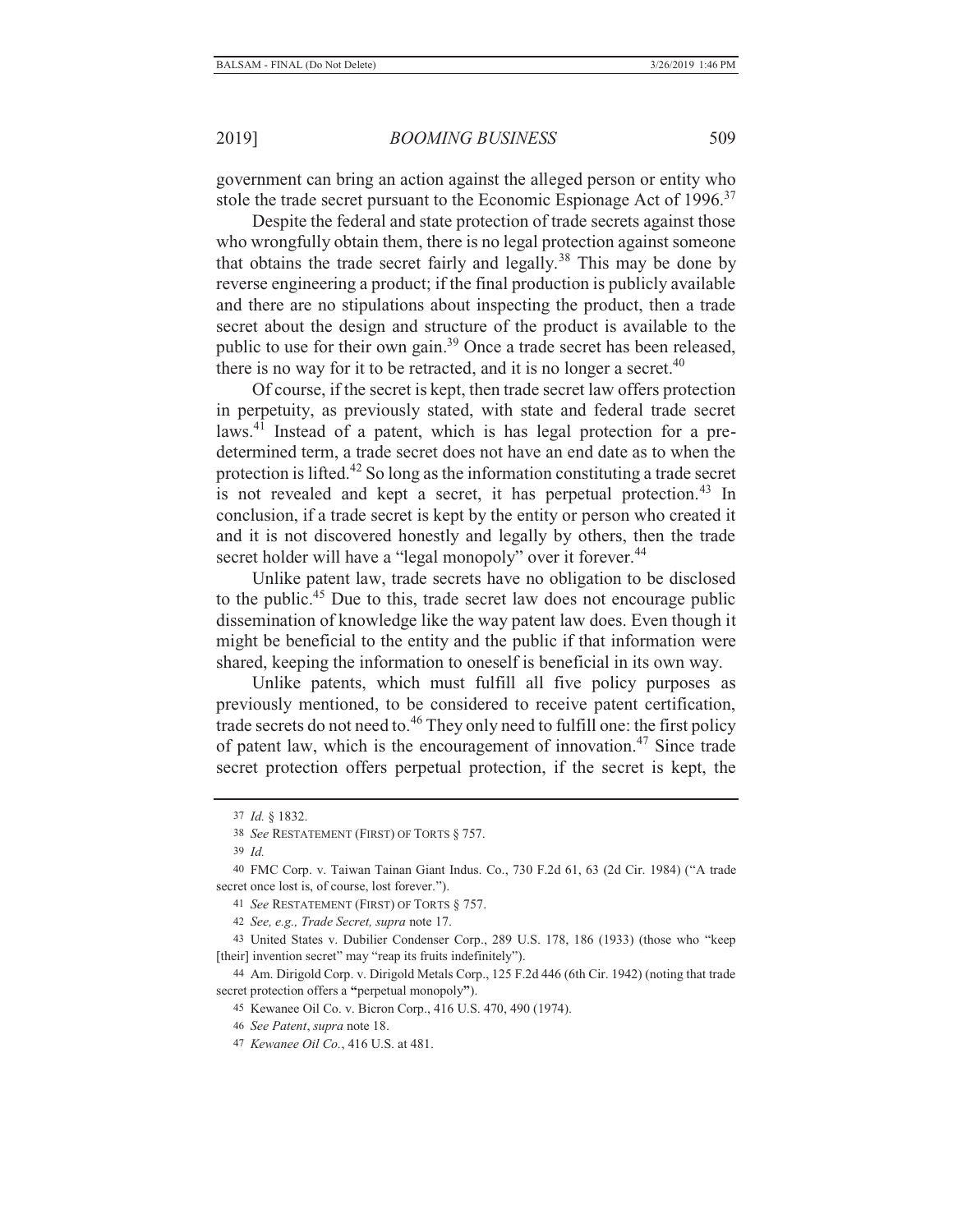government can bring an action against the alleged person or entity who stole the trade secret pursuant to the Economic Espionage Act of 1996.[37]

Despite the federal and state protection of trade secrets against those who wrongfully obtain them, there is no legal protection against someone that obtains the trade secret fairly and legally.[38] This may be done by reverse engineering a product; if the final production is publicly available and there are no stipulations about inspecting the product, then a trade secret about the design and structure of the product is available to the public to use for their own gain.[39] Once a trade secret has been released, there is no way for it to be retracted, and it is no longer a secret.[40]

Of course, if the secret is kept, then trade secret law offers protection in perpetuity, as previously stated, with state and federal trade secret laws.[41] Instead of a patent, which is has legal protection for a pre-determined term, a trade secret does not have an end date as to when the protection is lifted.[42] So long as the information constituting a trade secret is not revealed and kept a secret, it has perpetual protection.[43] In conclusion, if a trade secret is kept by the entity or person who created it and it is not discovered honestly and legally by others, then the trade secret holder will have a "legal monopoly" over it forever.[44]

Unlike patent law, trade secrets have no obligation to be disclosed to the public.[45] Due to this, trade secret law does not encourage public dissemination of knowledge like the way patent law does. Even though it might be beneficial to the entity and the public if that information were shared, keeping the information to oneself is beneficial in its own way.

Unlike patents, which must fulfill all five policy purposes as previously mentioned, to be considered to receive patent certification, trade secrets do not need to.[46] They only need to fulfill one: the first policy of patent law, which is the encouragement of innovation.[47] Since trade secret protection offers perpetual protection, if the secret is kept, the

---

37 *Id.* § 1832.

38 *See* RESTATEMENT (FIRST) OF TORTS § 757.

39 *Id.*

40 FMC Corp. v. Taiwan Tainan Giant Indus. Co., 730 F.2d 61, 63 (2d Cir. 1984) ("A trade secret once lost is, of course, lost forever.").

41 *See* RESTATEMENT (FIRST) OF TORTS § 757.

42 *See, e.g., Trade Secret, supra* note 17.

43 United States v. Dubilier Condenser Corp., 289 U.S. 178, 186 (1933) (those who "keep [their] invention secret" may "reap its fruits indefinitely").

44 Am. Dirigold Corp. v. Dirigold Metals Corp., 125 F.2d 446 (6th Cir. 1942) (noting that trade secret protection offers a **"**perpetual monopoly**"**).

45 Kewanee Oil Co. v. Bicron Corp., 416 U.S. 470, 490 (1974).

46 *See Patent*, *supra* note 18.

47 *Kewanee Oil Co.*, 416 U.S. at 481.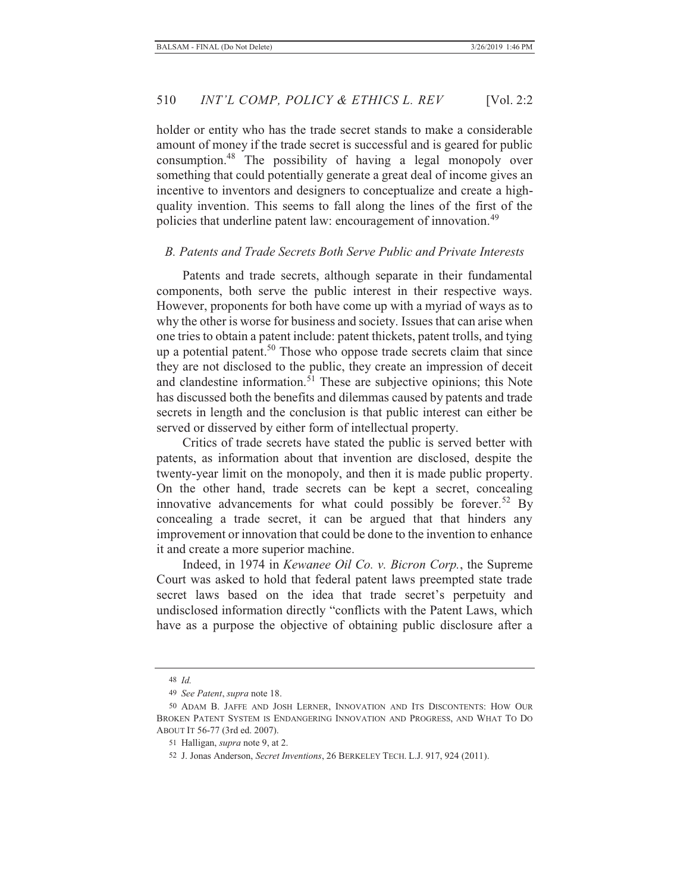holder or entity who has the trade secret stands to make a considerable amount of money if the trade secret is successful and is geared for public consumption.[48] The possibility of having a legal monopoly over something that could potentially generate a great deal of income gives an incentive to inventors and designers to conceptualize and create a high-quality invention. This seems to fall along the lines of the first of the policies that underline patent law: encouragement of innovation.[49]

### *B. Patents and Trade Secrets Both Serve Public and Private Interests*

Patents and trade secrets, although separate in their fundamental components, both serve the public interest in their respective ways. However, proponents for both have come up with a myriad of ways as to why the other is worse for business and society. Issues that can arise when one tries to obtain a patent include: patent thickets, patent trolls, and tying up a potential patent.[50] Those who oppose trade secrets claim that since they are not disclosed to the public, they create an impression of deceit and clandestine information.[51] These are subjective opinions; this Note has discussed both the benefits and dilemmas caused by patents and trade secrets in length and the conclusion is that public interest can either be served or disserved by either form of intellectual property.

Critics of trade secrets have stated the public is served better with patents, as information about that invention are disclosed, despite the twenty-year limit on the monopoly, and then it is made public property. On the other hand, trade secrets can be kept a secret, concealing innovative advancements for what could possibly be forever.[52] By concealing a trade secret, it can be argued that that hinders any improvement or innovation that could be done to the invention to enhance it and create a more superior machine.

Indeed, in 1974 in *Kewanee Oil Co. v. Bicron Corp.*, the Supreme Court was asked to hold that federal patent laws preempted state trade secret laws based on the idea that trade secret's perpetuity and undisclosed information directly "conflicts with the Patent Laws, which have as a purpose the objective of obtaining public disclosure after a

---

48 *Id.*

49 *See Patent*, *supra* note 18.

50 ADAM B. JAFFE AND JOSH LERNER, INNOVATION AND ITS DISCONTENTS: HOW OUR BROKEN PATENT SYSTEM IS ENDANGERING INNOVATION AND PROGRESS, AND WHAT TO DO ABOUT IT 56-77 (3rd ed. 2007).

51 Halligan, *supra* note 9, at 2.

52 J. Jonas Anderson, *Secret Inventions*, 26 BERKELEY TECH. L.J. 917, 924 (2011).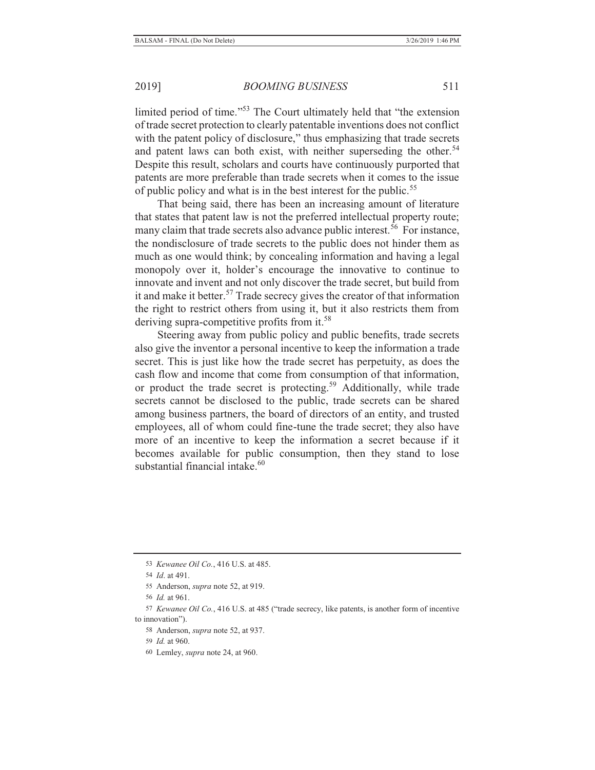limited period of time."[53] The Court ultimately held that "the extension of trade secret protection to clearly patentable inventions does not conflict with the patent policy of disclosure," thus emphasizing that trade secrets and patent laws can both exist, with neither superseding the other.[54] Despite this result, scholars and courts have continuously purported that patents are more preferable than trade secrets when it comes to the issue of public policy and what is in the best interest for the public.[55]

That being said, there has been an increasing amount of literature that states that patent law is not the preferred intellectual property route; many claim that trade secrets also advance public interest.[56] For instance, the nondisclosure of trade secrets to the public does not hinder them as much as one would think; by concealing information and having a legal monopoly over it, holder's encourage the innovative to continue to innovate and invent and not only discover the trade secret, but build from it and make it better.[57] Trade secrecy gives the creator of that information the right to restrict others from using it, but it also restricts them from deriving supra-competitive profits from it.[58]

Steering away from public policy and public benefits, trade secrets also give the inventor a personal incentive to keep the information a trade secret. This is just like how the trade secret has perpetuity, as does the cash flow and income that come from consumption of that information, or product the trade secret is protecting.[59] Additionally, while trade secrets cannot be disclosed to the public, trade secrets can be shared among business partners, the board of directors of an entity, and trusted employees, all of whom could fine-tune the trade secret; they also have more of an incentive to keep the information a secret because if it becomes available for public consumption, then they stand to lose substantial financial intake.[60]

---

53 *Kewanee Oil Co.*, 416 U.S. at 485.

54 *Id*. at 491.

55 Anderson, *supra* note 52, at 919.

56 *Id.* at 961.

57 *Kewanee Oil Co.*, 416 U.S. at 485 ("trade secrecy, like patents, is another form of incentive to innovation").

58 Anderson, *supra* note 52, at 937.

59 *Id.* at 960.

60 Lemley, *supra* note 24, at 960.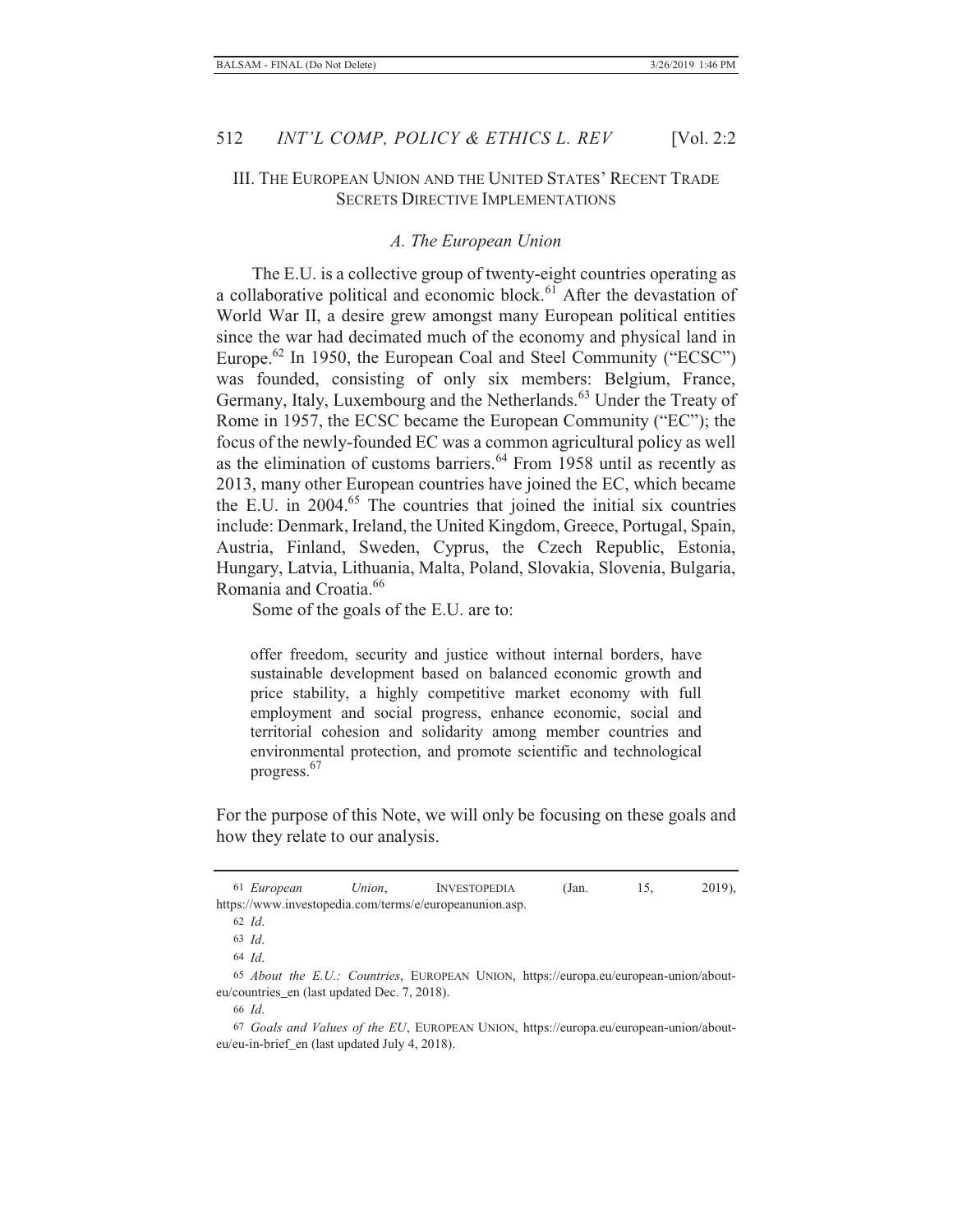## III. The European Union and the United States' Recent Trade Secrets Directive Implementations

### *A. The European Union*

The E.U. is a collective group of twenty-eight countries operating as a collaborative political and economic block.[61] After the devastation of World War II, a desire grew amongst many European political entities since the war had decimated much of the economy and physical land in Europe.[62] In 1950, the European Coal and Steel Community ("ECSC") was founded, consisting of only six members: Belgium, France, Germany, Italy, Luxembourg and the Netherlands.[63] Under the Treaty of Rome in 1957, the ECSC became the European Community ("EC"); the focus of the newly-founded EC was a common agricultural policy as well as the elimination of customs barriers.[64] From 1958 until as recently as 2013, many other European countries have joined the EC, which became the E.U. in 2004.[65] The countries that joined the initial six countries include: Denmark, Ireland, the United Kingdom, Greece, Portugal, Spain, Austria, Finland, Sweden, Cyprus, the Czech Republic, Estonia, Hungary, Latvia, Lithuania, Malta, Poland, Slovakia, Slovenia, Bulgaria, Romania and Croatia.[66]

Some of the goals of the E.U. are to:

> offer freedom, security and justice without internal borders, have sustainable development based on balanced economic growth and price stability, a highly competitive market economy with full employment and social progress, enhance economic, social and territorial cohesion and solidarity among member countries and environmental protection, and promote scientific and technological progress.[67]

For the purpose of this Note, we will only be focusing on these goals and how they relate to our analysis.

---

61 *European Union*, INVESTOPEDIA (Jan. 15, 2019), https://www.investopedia.com/terms/e/europeanunion.asp.

62 *Id*.

63 *Id*.

64 *Id*.

65 *About the E.U.: Countries*, EUROPEAN UNION, https://europa.eu/european-union/about-eu/countries_en (last updated Dec. 7, 2018).

66 *Id*.

67 *Goals and Values of the EU*, EUROPEAN UNION, https://europa.eu/european-union/about-eu/eu-in-brief_en (last updated July 4, 2018).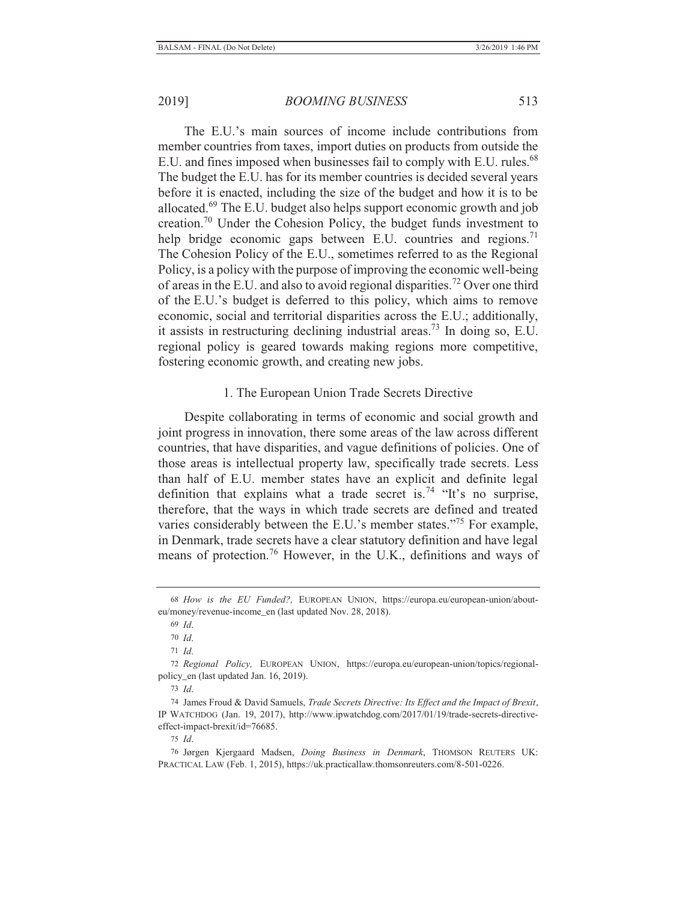The E.U.'s main sources of income include contributions from member countries from taxes, import duties on products from outside the E.U. and fines imposed when businesses fail to comply with E.U. rules.[68] The budget the E.U. has for its member countries is decided several years before it is enacted, including the size of the budget and how it is to be allocated.[69] The E.U. budget also helps support economic growth and job creation.[70] Under the Cohesion Policy, the budget funds investment to help bridge economic gaps between E.U. countries and regions.[71] The Cohesion Policy of the E.U., sometimes referred to as the Regional Policy, is a policy with the purpose of improving the economic well-being of areas in the E.U. and also to avoid regional disparities.[72] Over one third of the E.U.'s budget is deferred to this policy, which aims to remove economic, social and territorial disparities across the E.U.; additionally, it assists in restructuring declining industrial areas.[73] In doing so, E.U. regional policy is geared towards making regions more competitive, fostering economic growth, and creating new jobs.

### 1. The European Union Trade Secrets Directive

Despite collaborating in terms of economic and social growth and joint progress in innovation, there some areas of the law across different countries, that have disparities, and vague definitions of policies. One of those areas is intellectual property law, specifically trade secrets. Less than half of E.U. member states have an explicit and definite legal definition that explains what a trade secret is.[74] "It's no surprise, therefore, that the ways in which trade secrets are defined and treated varies considerably between the E.U.'s member states."[75] For example, in Denmark, trade secrets have a clear statutory definition and have legal means of protection.[76] However, in the U.K., definitions and ways of

---

68 *How is the EU Funded?,* EUROPEAN UNION, https://europa.eu/european-union/about-eu/money/revenue-income_en (last updated Nov. 28, 2018).

69 *Id*.

70 *Id*.

71 *Id*.

72 *Regional Policy,* EUROPEAN UNION, https://europa.eu/european-union/topics/regional-policy_en (last updated Jan. 16, 2019).

73 *Id*.

74 James Froud & David Samuels, *Trade Secrets Directive: Its Effect and the Impact of Brexit*, IP WATCHDOG (Jan. 19, 2017), http://www.ipwatchdog.com/2017/01/19/trade-secrets-directive-effect-impact-brexit/id=76685.

75 *Id*.

76 Jørgen Kjergaard Madsen, *Doing Business in Denmark*, THOMSON REUTERS UK: PRACTICAL LAW (Feb. 1, 2015), https://uk.practicallaw.thomsonreuters.com/8-501-0226.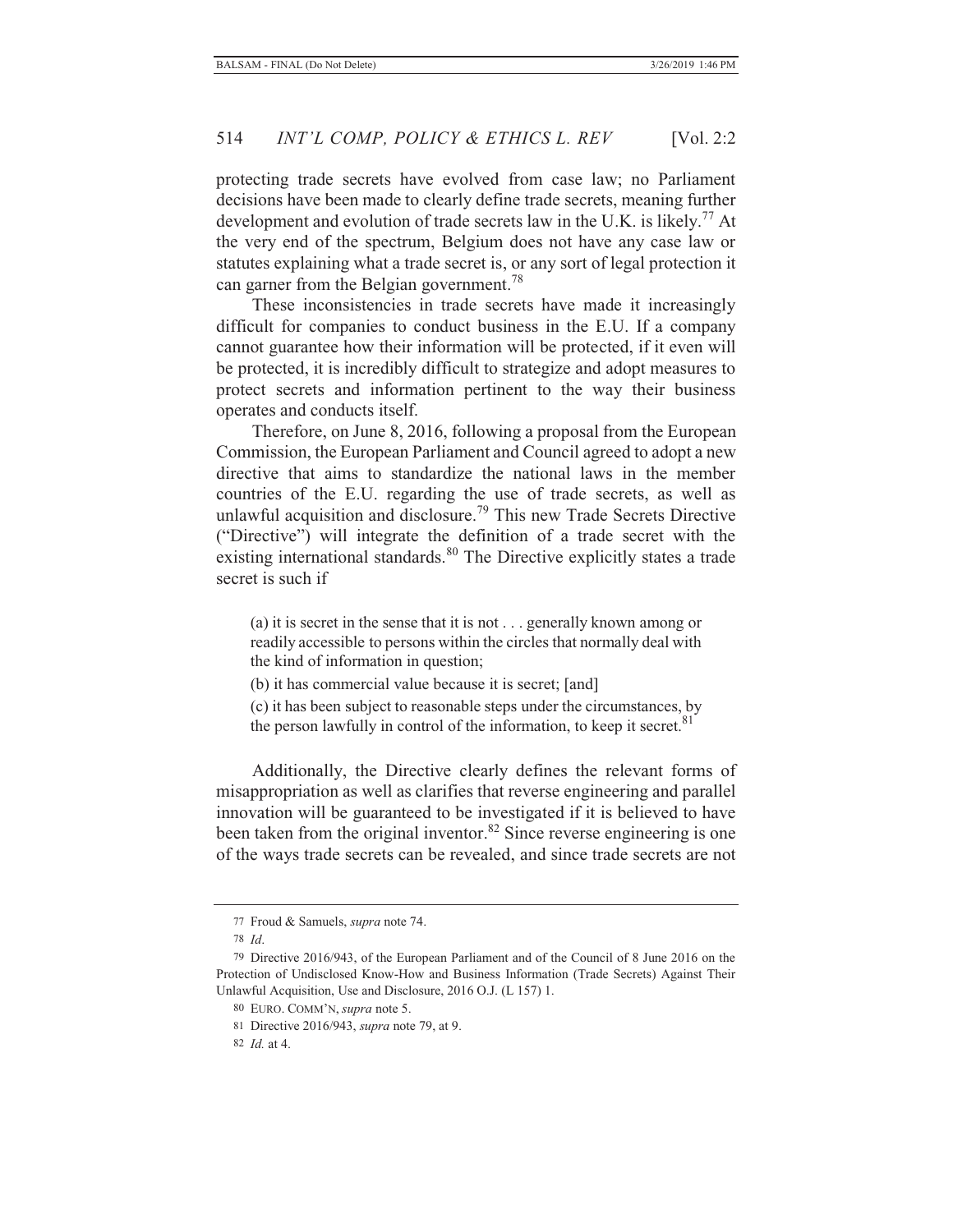protecting trade secrets have evolved from case law; no Parliament decisions have been made to clearly define trade secrets, meaning further development and evolution of trade secrets law in the U.K. is likely.[77] At the very end of the spectrum, Belgium does not have any case law or statutes explaining what a trade secret is, or any sort of legal protection it can garner from the Belgian government.[78]

These inconsistencies in trade secrets have made it increasingly difficult for companies to conduct business in the E.U. If a company cannot guarantee how their information will be protected, if it even will be protected, it is incredibly difficult to strategize and adopt measures to protect secrets and information pertinent to the way their business operates and conducts itself.

Therefore, on June 8, 2016, following a proposal from the European Commission, the European Parliament and Council agreed to adopt a new directive that aims to standardize the national laws in the member countries of the E.U. regarding the use of trade secrets, as well as unlawful acquisition and disclosure.[79] This new Trade Secrets Directive ("Directive") will integrate the definition of a trade secret with the existing international standards.[80] The Directive explicitly states a trade secret is such if

> (a) it is secret in the sense that it is not . . . generally known among or readily accessible to persons within the circles that normally deal with the kind of information in question;
>
> (b) it has commercial value because it is secret; [and]
>
> (c) it has been subject to reasonable steps under the circumstances, by the person lawfully in control of the information, to keep it secret.[81]

Additionally, the Directive clearly defines the relevant forms of misappropriation as well as clarifies that reverse engineering and parallel innovation will be guaranteed to be investigated if it is believed to have been taken from the original inventor.[82] Since reverse engineering is one of the ways trade secrets can be revealed, and since trade secrets are not

---

77 Froud & Samuels, *supra* note 74.

78 *Id*.

79 Directive 2016/943, of the European Parliament and of the Council of 8 June 2016 on the Protection of Undisclosed Know-How and Business Information (Trade Secrets) Against Their Unlawful Acquisition, Use and Disclosure, 2016 O.J. (L 157) 1.

80 EURO. COMM'N, *supra* note 5.

81 Directive 2016/943, *supra* note 79, at 9.

82 *Id.* at 4.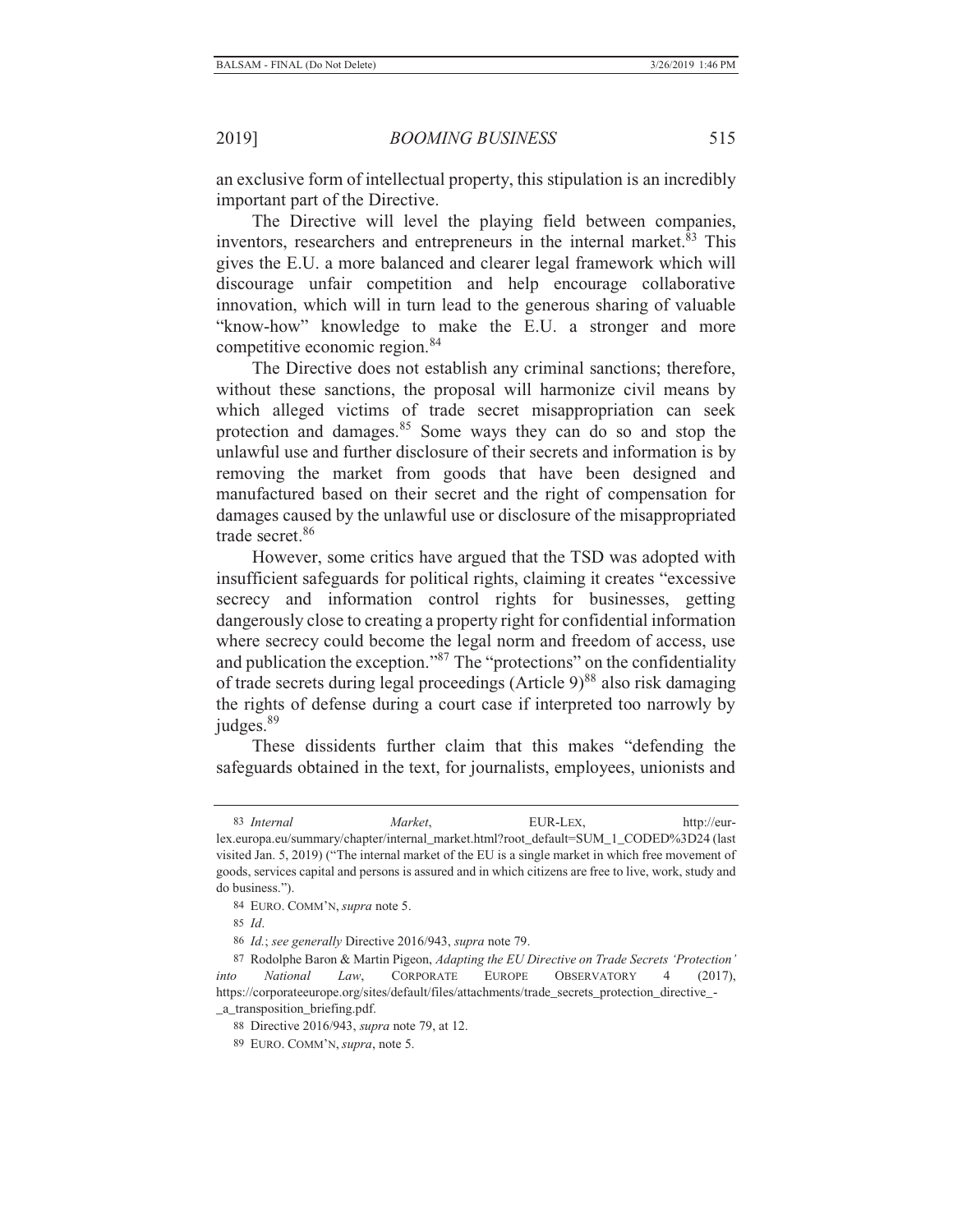an exclusive form of intellectual property, this stipulation is an incredibly important part of the Directive.

The Directive will level the playing field between companies, inventors, researchers and entrepreneurs in the internal market.[83] This gives the E.U. a more balanced and clearer legal framework which will discourage unfair competition and help encourage collaborative innovation, which will in turn lead to the generous sharing of valuable "know-how" knowledge to make the E.U. a stronger and more competitive economic region.[84]

The Directive does not establish any criminal sanctions; therefore, without these sanctions, the proposal will harmonize civil means by which alleged victims of trade secret misappropriation can seek protection and damages.[85] Some ways they can do so and stop the unlawful use and further disclosure of their secrets and information is by removing the market from goods that have been designed and manufactured based on their secret and the right of compensation for damages caused by the unlawful use or disclosure of the misappropriated trade secret.[86]

However, some critics have argued that the TSD was adopted with insufficient safeguards for political rights, claiming it creates "excessive secrecy and information control rights for businesses, getting dangerously close to creating a property right for confidential information where secrecy could become the legal norm and freedom of access, use and publication the exception."[87] The "protections" on the confidentiality of trade secrets during legal proceedings (Article 9)[88] also risk damaging the rights of defense during a court case if interpreted too narrowly by judges.[89]

These dissidents further claim that this makes "defending the safeguards obtained in the text, for journalists, employees, unionists and

---

83 *Internal Market*, EUR-LEX, http://eur-lex.europa.eu/summary/chapter/internal_market.html?root_default=SUM_1_CODED%3D24 (last visited Jan. 5, 2019) ("The internal market of the EU is a single market in which free movement of goods, services capital and persons is assured and in which citizens are free to live, work, study and do business.").

84 EURO. COMM'N, *supra* note 5.

85 *Id*.

86 *Id.*; *see generally* Directive 2016/943, *supra* note 79.

87 Rodolphe Baron & Martin Pigeon, *Adapting the EU Directive on Trade Secrets 'Protection' into National Law*, CORPORATE EUROPE OBSERVATORY 4 (2017), https://corporateeurope.org/sites/default/files/attachments/trade_secrets_protection_directive_-_a_transposition_briefing.pdf.

88 Directive 2016/943, *supra* note 79, at 12.

89 EURO. COMM'N, *supra*, note 5.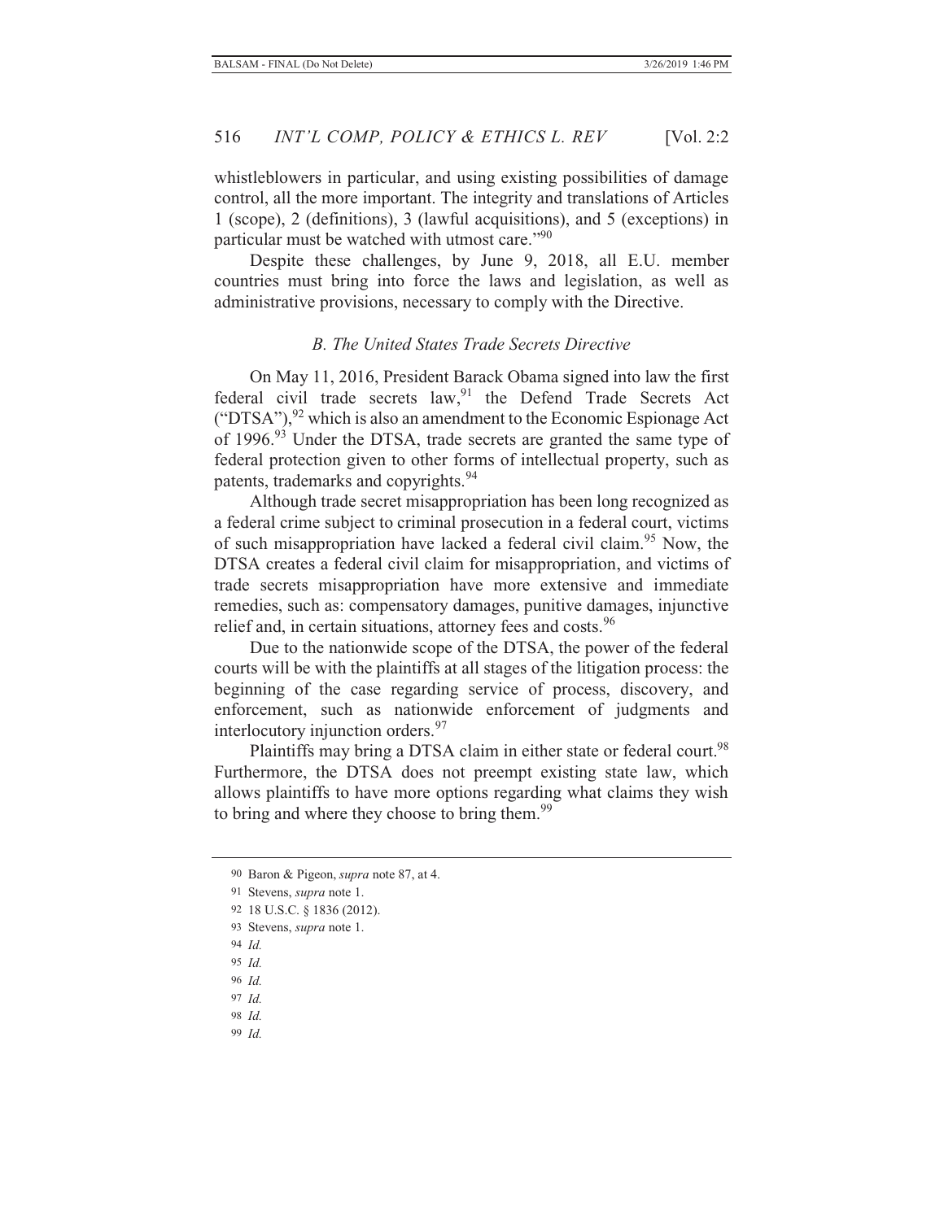whistleblowers in particular, and using existing possibilities of damage control, all the more important. The integrity and translations of Articles 1 (scope), 2 (definitions), 3 (lawful acquisitions), and 5 (exceptions) in particular must be watched with utmost care."[90]

Despite these challenges, by June 9, 2018, all E.U. member countries must bring into force the laws and legislation, as well as administrative provisions, necessary to comply with the Directive.

### *B. The United States Trade Secrets Directive*

On May 11, 2016, President Barack Obama signed into law the first federal civil trade secrets law,[91] the Defend Trade Secrets Act ("DTSA"),[92] which is also an amendment to the Economic Espionage Act of 1996.[93] Under the DTSA, trade secrets are granted the same type of federal protection given to other forms of intellectual property, such as patents, trademarks and copyrights.[94]

Although trade secret misappropriation has been long recognized as a federal crime subject to criminal prosecution in a federal court, victims of such misappropriation have lacked a federal civil claim.[95] Now, the DTSA creates a federal civil claim for misappropriation, and victims of trade secrets misappropriation have more extensive and immediate remedies, such as: compensatory damages, punitive damages, injunctive relief and, in certain situations, attorney fees and costs.[96]

Due to the nationwide scope of the DTSA, the power of the federal courts will be with the plaintiffs at all stages of the litigation process: the beginning of the case regarding service of process, discovery, and enforcement, such as nationwide enforcement of judgments and interlocutory injunction orders.[97]

Plaintiffs may bring a DTSA claim in either state or federal court.[98] Furthermore, the DTSA does not preempt existing state law, which allows plaintiffs to have more options regarding what claims they wish to bring and where they choose to bring them.[99]

---

90 Baron & Pigeon, *supra* note 87, at 4.

91 Stevens, *supra* note 1.

92 18 U.S.C. § 1836 (2012).

93 Stevens, *supra* note 1.

94 *Id.*

95 *Id.*

96 *Id.*

97 *Id.*

98 *Id.*

99 *Id.*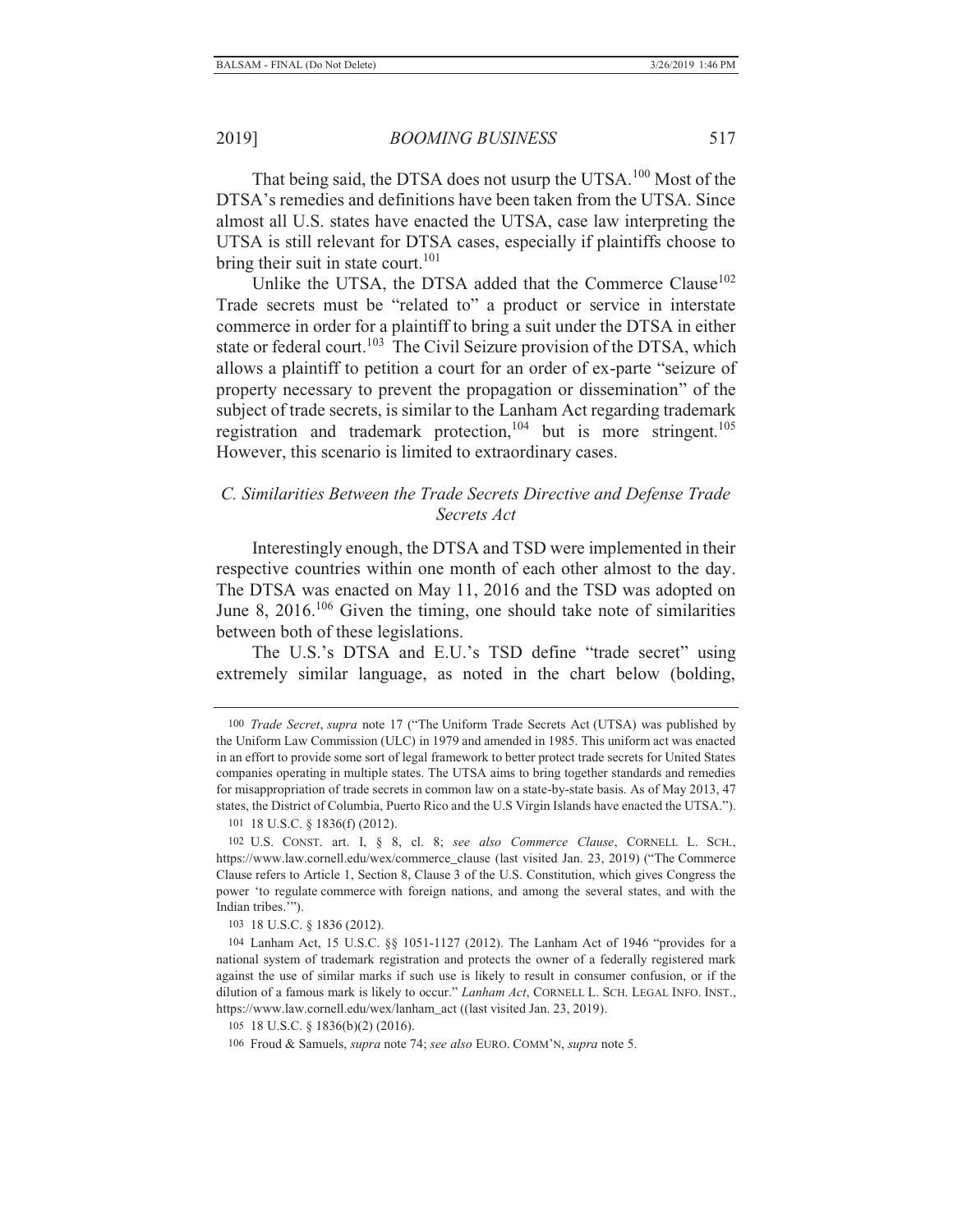That being said, the DTSA does not usurp the UTSA.[100] Most of the DTSA's remedies and definitions have been taken from the UTSA. Since almost all U.S. states have enacted the UTSA, case law interpreting the UTSA is still relevant for DTSA cases, especially if plaintiffs choose to bring their suit in state court.[101]

Unlike the UTSA, the DTSA added that the Commerce Clause[102] Trade secrets must be "related to" a product or service in interstate commerce in order for a plaintiff to bring a suit under the DTSA in either state or federal court.[103] The Civil Seizure provision of the DTSA, which allows a plaintiff to petition a court for an order of ex-parte "seizure of property necessary to prevent the propagation or dissemination" of the subject of trade secrets, is similar to the Lanham Act regarding trademark registration and trademark protection,[104] but is more stringent.[105] However, this scenario is limited to extraordinary cases.

### *C. Similarities Between the Trade Secrets Directive and Defense Trade Secrets Act*

Interestingly enough, the DTSA and TSD were implemented in their respective countries within one month of each other almost to the day. The DTSA was enacted on May 11, 2016 and the TSD was adopted on June 8, 2016.[106] Given the timing, one should take note of similarities between both of these legislations.

The U.S.'s DTSA and E.U.'s TSD define "trade secret" using extremely similar language, as noted in the chart below (bolding,

---

100 *Trade Secret*, *supra* note 17 ("The Uniform Trade Secrets Act (UTSA) was published by the Uniform Law Commission (ULC) in 1979 and amended in 1985. This uniform act was enacted in an effort to provide some sort of legal framework to better protect trade secrets for United States companies operating in multiple states. The UTSA aims to bring together standards and remedies for misappropriation of trade secrets in common law on a state-by-state basis. As of May 2013, 47 states, the District of Columbia, Puerto Rico and the U.S Virgin Islands have enacted the UTSA.").

101 18 U.S.C. § 1836(f) (2012).

102 U.S. CONST. art. I, § 8, cl. 8; *see also Commerce Clause*, CORNELL L. SCH., https://www.law.cornell.edu/wex/commerce_clause (last visited Jan. 23, 2019) ("The Commerce Clause refers to Article 1, Section 8, Clause 3 of the U.S. Constitution, which gives Congress the power 'to regulate commerce with foreign nations, and among the several states, and with the Indian tribes.'").

103 18 U.S.C. § 1836 (2012).

104 Lanham Act, 15 U.S.C. §§ 1051-1127 (2012). The Lanham Act of 1946 "provides for a national system of trademark registration and protects the owner of a federally registered mark against the use of similar marks if such use is likely to result in consumer confusion, or if the dilution of a famous mark is likely to occur." *Lanham Act*, CORNELL L. SCH. LEGAL INFO. INST., https://www.law.cornell.edu/wex/lanham_act ((last visited Jan. 23, 2019).

105 18 U.S.C. § 1836(b)(2) (2016).

106 Froud & Samuels, *supra* note 74; *see also* EURO. COMM'N, *supra* note 5.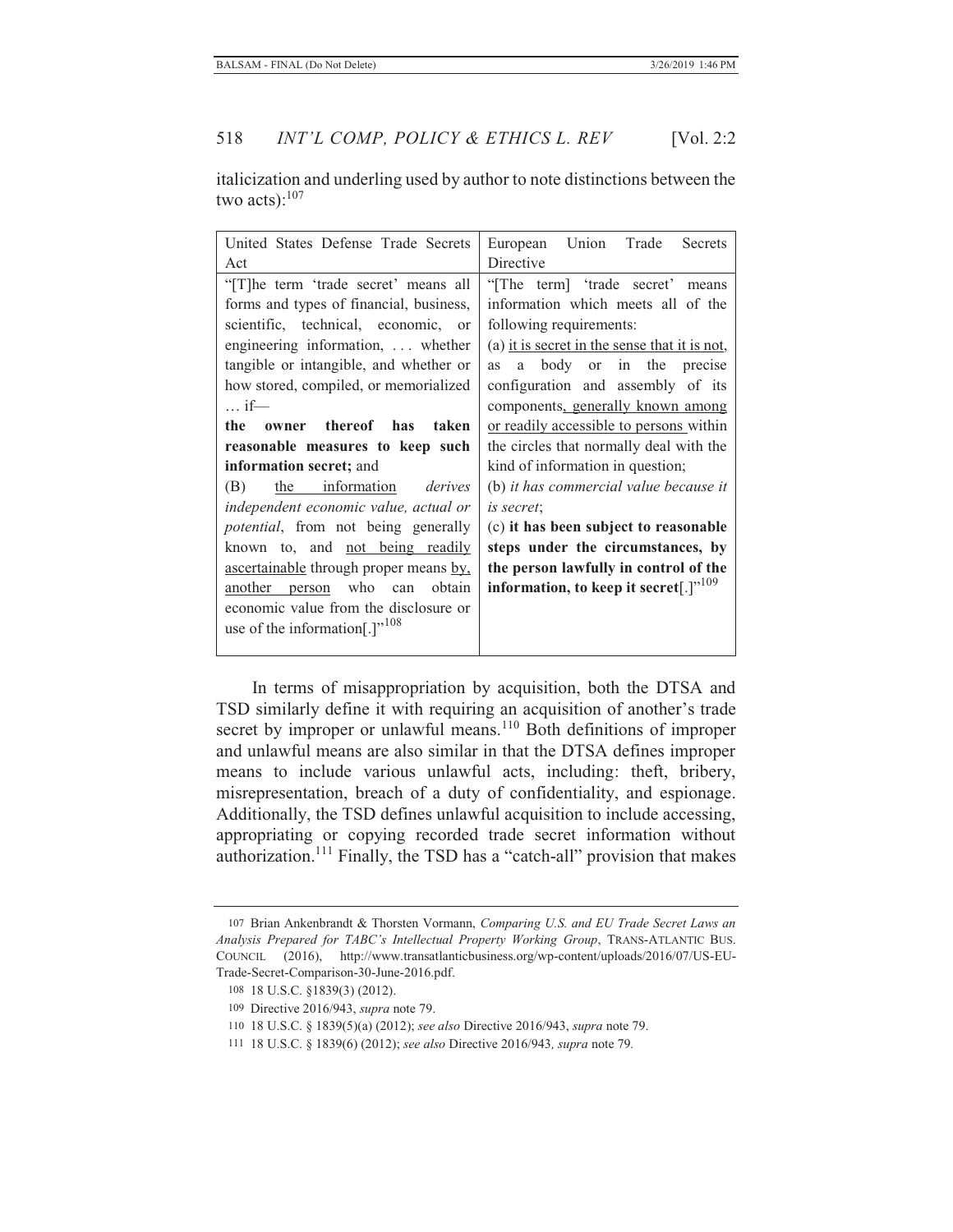italicization and underling used by author to note distinctions between the two acts):[107]

| United States Defense Trade Secrets Act | European Union Trade Secrets Directive |
|---|---|
| "[T]he term 'trade secret' means all forms and types of financial, business, scientific, technical, economic, or engineering information, . . . whether tangible or intangible, and whether or how stored, compiled, or memorialized … if— **the owner thereof has taken reasonable measures to keep such information secret;** and (B) <u>the information</u> *derives independent economic value, actual or potential*, from not being generally known to, and <u>not being readily ascertainable</u> through proper means <u>by, another person</u> who can obtain economic value from the disclosure or use of the information[.]"[108] | "[The term] 'trade secret' means information which meets all of the following requirements: (a) <u>it is secret in the sense that it is not</u>, as a body or in the precise configuration and assembly of its components<u>, generally known among or readily accessible to persons</u> within the circles that normally deal with the kind of information in question; (b) *it has commercial value because it is secret*; (c) **it has been subject to reasonable steps under the circumstances, by the person lawfully in control of the information, to keep it secret**[.]"[109] |

In terms of misappropriation by acquisition, both the DTSA and TSD similarly define it with requiring an acquisition of another's trade secret by improper or unlawful means.[110] Both definitions of improper and unlawful means are also similar in that the DTSA defines improper means to include various unlawful acts, including: theft, bribery, misrepresentation, breach of a duty of confidentiality, and espionage. Additionally, the TSD defines unlawful acquisition to include accessing, appropriating or copying recorded trade secret information without authorization.[111] Finally, the TSD has a "catch-all" provision that makes

---

107 Brian Ankenbrandt & Thorsten Vormann, *Comparing U.S. and EU Trade Secret Laws an Analysis Prepared for TABC's Intellectual Property Working Group*, TRANS-ATLANTIC BUS. COUNCIL (2016), http://www.transatlanticbusiness.org/wp-content/uploads/2016/07/US-EU-Trade-Secret-Comparison-30-June-2016.pdf.

108 18 U.S.C. §1839(3) (2012).

109 Directive 2016/943, *supra* note 79.

110 18 U.S.C. § 1839(5)(a) (2012); *see also* Directive 2016/943, *supra* note 79.

111 18 U.S.C. § 1839(6) (2012); *see also* Directive 2016/943*, supra* note 79.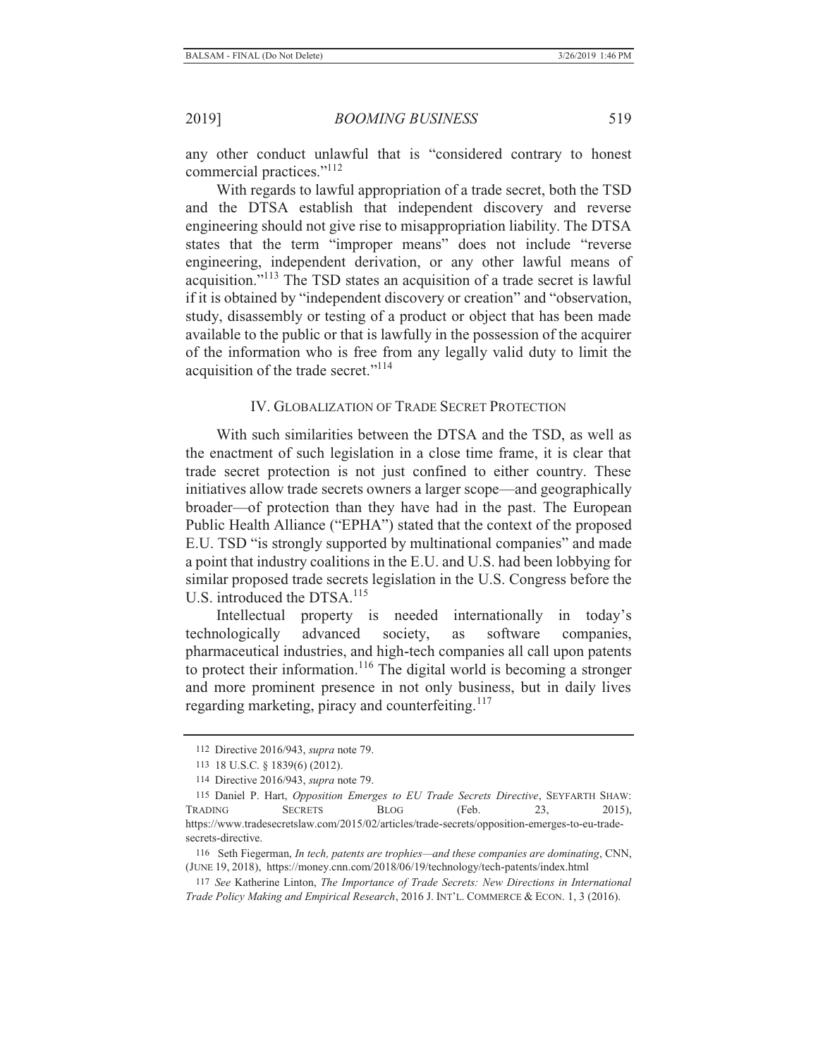any other conduct unlawful that is "considered contrary to honest commercial practices."[112]

With regards to lawful appropriation of a trade secret, both the TSD and the DTSA establish that independent discovery and reverse engineering should not give rise to misappropriation liability. The DTSA states that the term "improper means" does not include "reverse engineering, independent derivation, or any other lawful means of acquisition."[113] The TSD states an acquisition of a trade secret is lawful if it is obtained by "independent discovery or creation" and "observation, study, disassembly or testing of a product or object that has been made available to the public or that is lawfully in the possession of the acquirer of the information who is free from any legally valid duty to limit the acquisition of the trade secret."[114]

## IV. GLOBALIZATION OF TRADE SECRET PROTECTION

With such similarities between the DTSA and the TSD, as well as the enactment of such legislation in a close time frame, it is clear that trade secret protection is not just confined to either country. These initiatives allow trade secrets owners a larger scope—and geographically broader—of protection than they have had in the past. The European Public Health Alliance ("EPHA") stated that the context of the proposed E.U. TSD "is strongly supported by multinational companies" and made a point that industry coalitions in the E.U. and U.S. had been lobbying for similar proposed trade secrets legislation in the U.S. Congress before the U.S. introduced the DTSA.[115]

Intellectual property is needed internationally in today's technologically advanced society, as software companies, pharmaceutical industries, and high-tech companies all call upon patents to protect their information.[116] The digital world is becoming a stronger and more prominent presence in not only business, but in daily lives regarding marketing, piracy and counterfeiting.[117]

---

112 Directive 2016/943, *supra* note 79.

113 18 U.S.C. § 1839(6) (2012).

114 Directive 2016/943, *supra* note 79.

115 Daniel P. Hart, *Opposition Emerges to EU Trade Secrets Directive*, SEYFARTH SHAW: TRADING SECRETS BLOG (Feb. 23, 2015), https://www.tradesecretslaw.com/2015/02/articles/trade-secrets/opposition-emerges-to-eu-trade-secrets-directive.

116 Seth Fiegerman, *In tech, patents are trophies—and these companies are dominating*, CNN, (JUNE 19, 2018), https://money.cnn.com/2018/06/19/technology/tech-patents/index.html

117 *See* Katherine Linton, *The Importance of Trade Secrets: New Directions in International Trade Policy Making and Empirical Research*, 2016 J. INT'L. COMMERCE & ECON. 1, 3 (2016).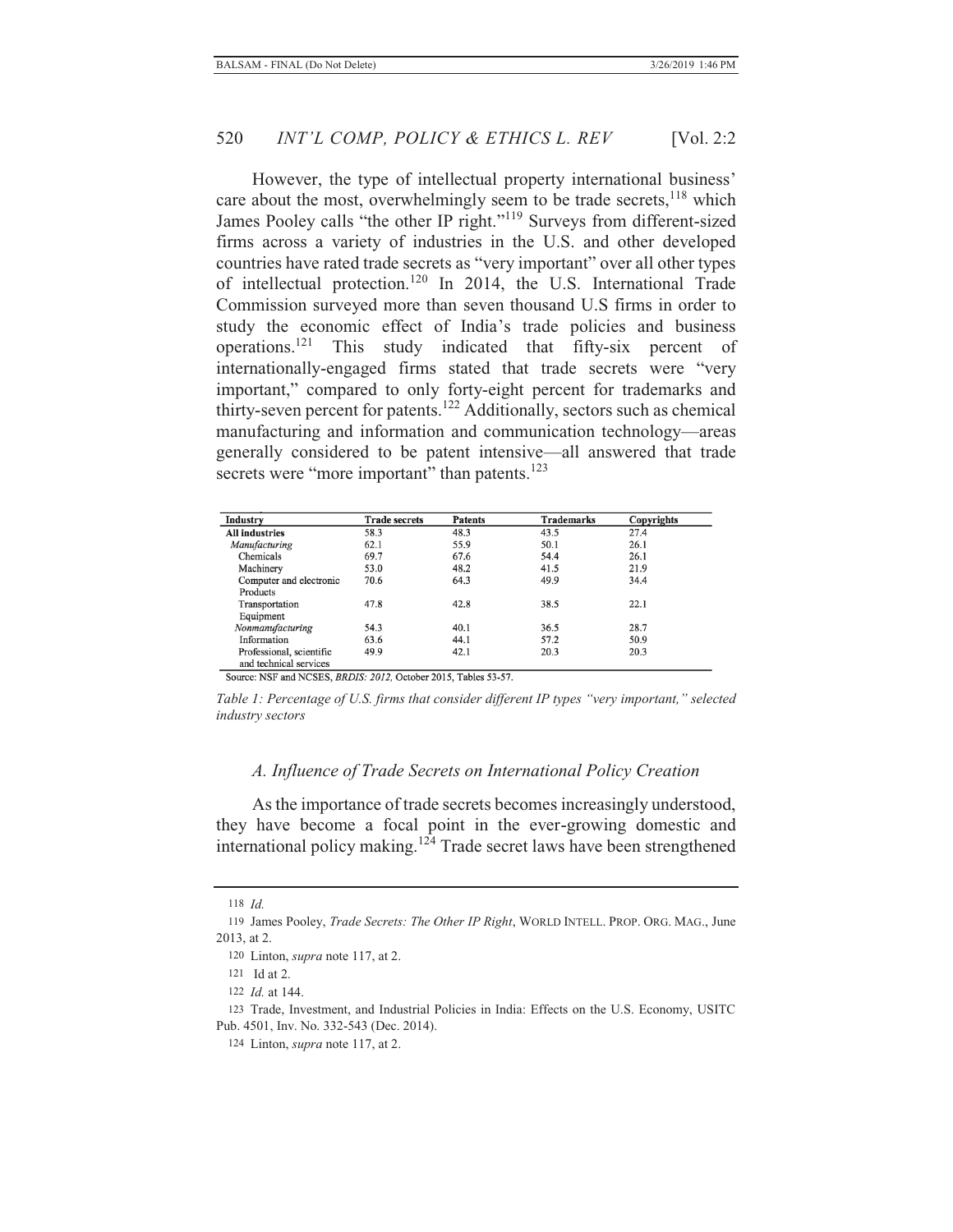However, the type of intellectual property international business' care about the most, overwhelmingly seem to be trade secrets,[118] which James Pooley calls "the other IP right."[119] Surveys from different-sized firms across a variety of industries in the U.S. and other developed countries have rated trade secrets as "very important" over all other types of intellectual protection.[120] In 2014, the U.S. International Trade Commission surveyed more than seven thousand U.S firms in order to study the economic effect of India's trade policies and business operations.[121] This study indicated that fifty-six percent of internationally-engaged firms stated that trade secrets were "very important," compared to only forty-eight percent for trademarks and thirty-seven percent for patents.[122] Additionally, sectors such as chemical manufacturing and information and communication technology—areas generally considered to be patent intensive—all answered that trade secrets were "more important" than patents.[123]

| Industry | Trade secrets | Patents | Trademarks | Copyrights |
|---|---|---|---|---|
| **All industries** | 58.3 | 48.3 | 43.5 | 27.4 |
| *Manufacturing* | 62.1 | 55.9 | 50.1 | 26.1 |
| Chemicals | 69.7 | 67.6 | 54.4 | 26.1 |
| Machinery | 53.0 | 48.2 | 41.5 | 21.9 |
| Computer and electronic Products | 70.6 | 64.3 | 49.9 | 34.4 |
| Transportation Equipment | 47.8 | 42.8 | 38.5 | 22.1 |
| *Nonmanufacturing* | 54.3 | 40.1 | 36.5 | 28.7 |
| Information | 63.6 | 44.1 | 57.2 | 50.9 |
| Professional, scientific and technical services | 49.9 | 42.1 | 20.3 | 20.3 |

Source: NSF and NCSES, *BRDIS: 2012,* October 2015, Tables 53-57.

*Table 1: Percentage of U.S. firms that consider different IP types "very important," selected industry sectors*

### *A. Influence of Trade Secrets on International Policy Creation*

As the importance of trade secrets becomes increasingly understood, they have become a focal point in the ever-growing domestic and international policy making.[124] Trade secret laws have been strengthened

---

118 *Id.*

119 James Pooley, *Trade Secrets: The Other IP Right*, WORLD INTELL. PROP. ORG. MAG., June 2013, at 2.

120 Linton, *supra* note 117, at 2.

121 Id at 2.

122 *Id.* at 144.

123 Trade, Investment, and Industrial Policies in India: Effects on the U.S. Economy, USITC Pub. 4501, Inv. No. 332-543 (Dec. 2014).

124 Linton, *supra* note 117, at 2.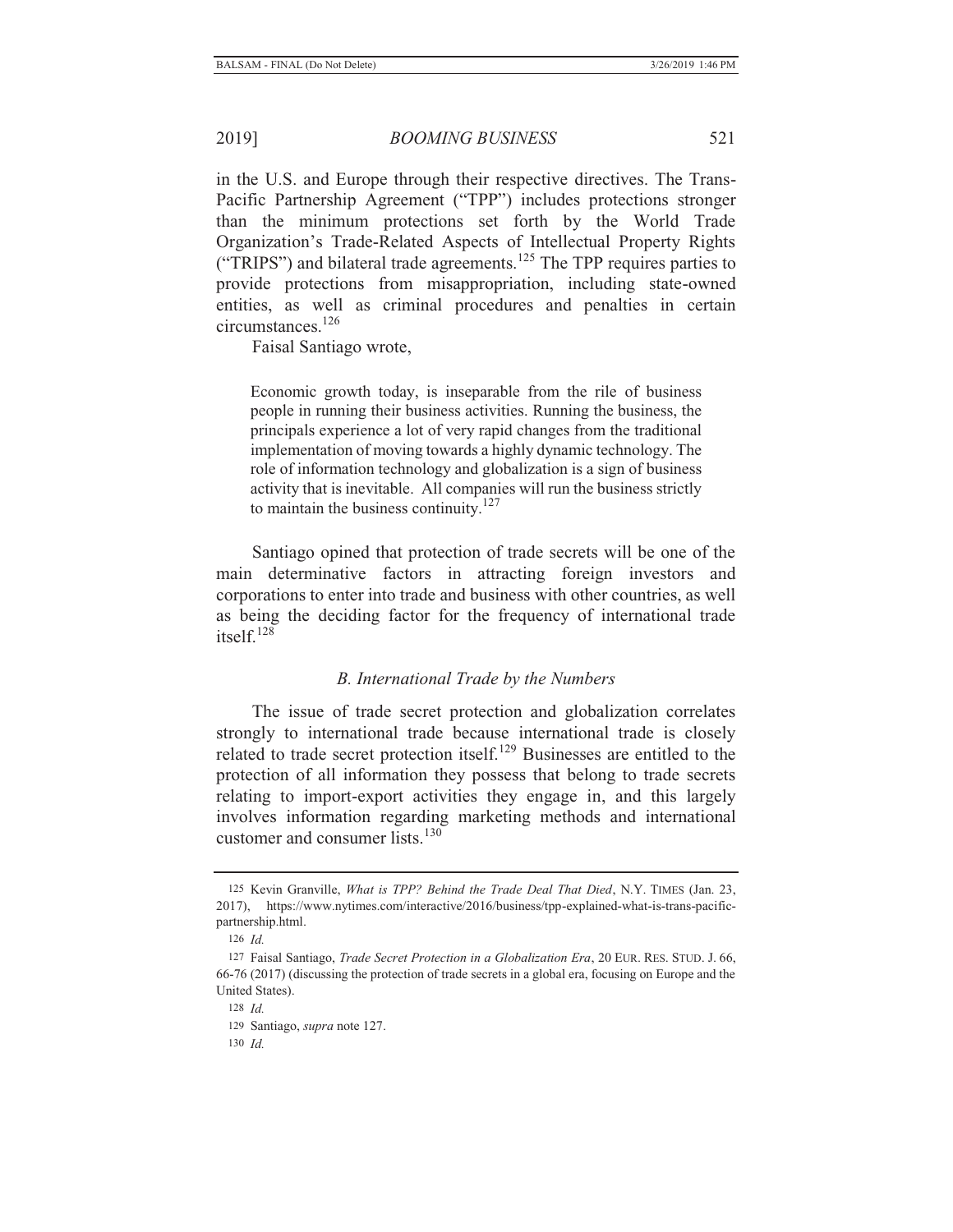in the U.S. and Europe through their respective directives. The Trans-Pacific Partnership Agreement ("TPP") includes protections stronger than the minimum protections set forth by the World Trade Organization's Trade-Related Aspects of Intellectual Property Rights ("TRIPS") and bilateral trade agreements.[125] The TPP requires parties to provide protections from misappropriation, including state-owned entities, as well as criminal procedures and penalties in certain circumstances.[126]

Faisal Santiago wrote,

> Economic growth today, is inseparable from the rile of business people in running their business activities. Running the business, the principals experience a lot of very rapid changes from the traditional implementation of moving towards a highly dynamic technology. The role of information technology and globalization is a sign of business activity that is inevitable. All companies will run the business strictly to maintain the business continuity.[127]

Santiago opined that protection of trade secrets will be one of the main determinative factors in attracting foreign investors and corporations to enter into trade and business with other countries, as well as being the deciding factor for the frequency of international trade itself.[128]

### *B. International Trade by the Numbers*

The issue of trade secret protection and globalization correlates strongly to international trade because international trade is closely related to trade secret protection itself.[129] Businesses are entitled to the protection of all information they possess that belong to trade secrets relating to import-export activities they engage in, and this largely involves information regarding marketing methods and international customer and consumer lists.[130]

---

125 Kevin Granville, *What is TPP? Behind the Trade Deal That Died*, N.Y. TIMES (Jan. 23, 2017), https://www.nytimes.com/interactive/2016/business/tpp-explained-what-is-trans-pacific-partnership.html.

126 *Id.*

127 Faisal Santiago, *Trade Secret Protection in a Globalization Era*, 20 EUR. RES. STUD. J. 66, 66-76 (2017) (discussing the protection of trade secrets in a global era, focusing on Europe and the United States).

128 *Id.*

129 Santiago, *supra* note 127.

130 *Id.*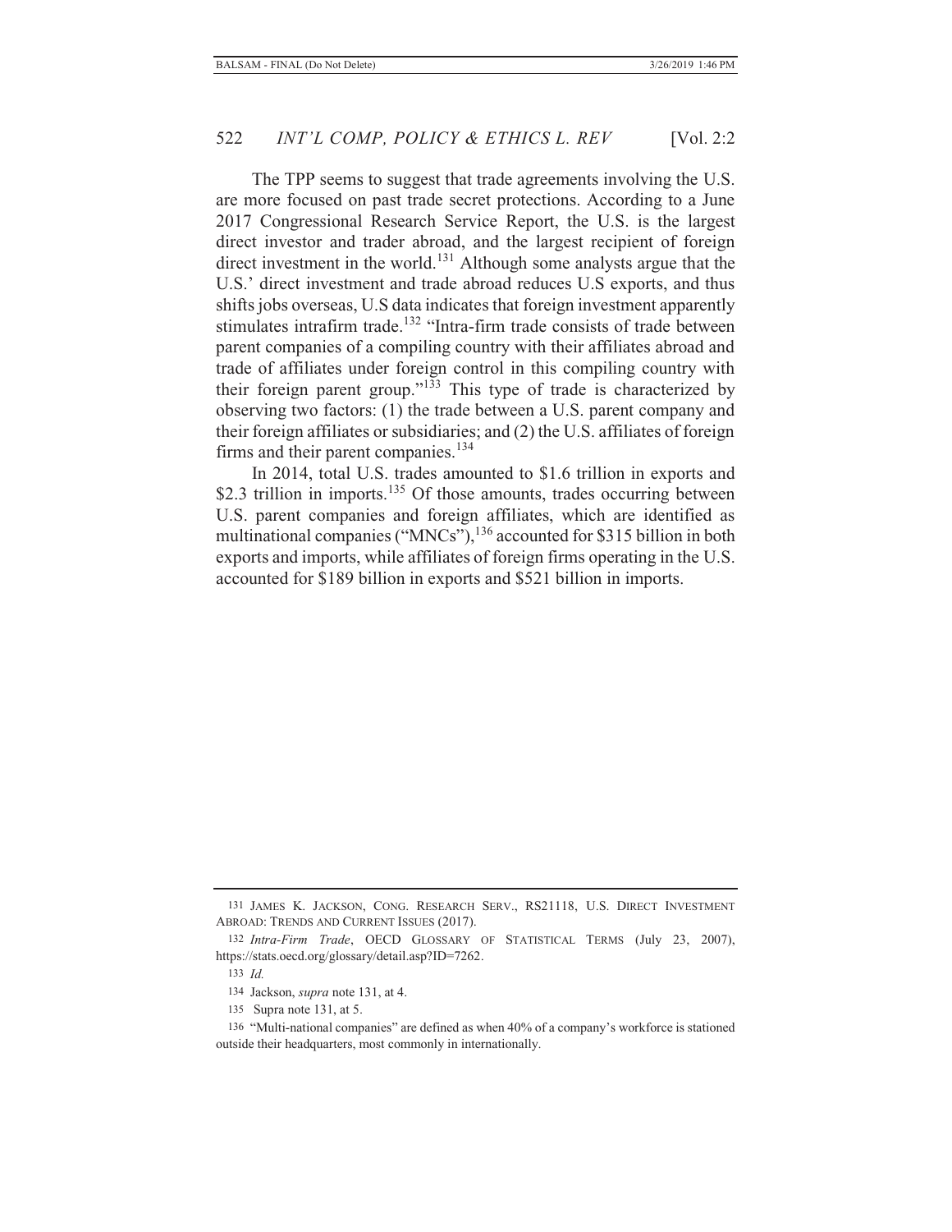The TPP seems to suggest that trade agreements involving the U.S. are more focused on past trade secret protections. According to a June 2017 Congressional Research Service Report, the U.S. is the largest direct investor and trader abroad, and the largest recipient of foreign direct investment in the world.[131] Although some analysts argue that the U.S.' direct investment and trade abroad reduces U.S exports, and thus shifts jobs overseas, U.S data indicates that foreign investment apparently stimulates intrafirm trade.[132] "Intra-firm trade consists of trade between parent companies of a compiling country with their affiliates abroad and trade of affiliates under foreign control in this compiling country with their foreign parent group."[133] This type of trade is characterized by observing two factors: (1) the trade between a U.S. parent company and their foreign affiliates or subsidiaries; and (2) the U.S. affiliates of foreign firms and their parent companies.[134]

In 2014, total U.S. trades amounted to $1.6 trillion in exports and $2.3 trillion in imports.[135] Of those amounts, trades occurring between U.S. parent companies and foreign affiliates, which are identified as multinational companies ("MNCs"),[136] accounted for $315 billion in both exports and imports, while affiliates of foreign firms operating in the U.S. accounted for $189 billion in exports and $521 billion in imports.

---

131 JAMES K. JACKSON, CONG. RESEARCH SERV., RS21118, U.S. DIRECT INVESTMENT ABROAD: TRENDS AND CURRENT ISSUES (2017).

132 *Intra-Firm Trade*, OECD GLOSSARY OF STATISTICAL TERMS (July 23, 2007), https://stats.oecd.org/glossary/detail.asp?ID=7262.

133 *Id.*

134 Jackson, *supra* note 131, at 4.

135 Supra note 131, at 5.

136 "Multi-national companies" are defined as when 40% of a company's workforce is stationed outside their headquarters, most commonly in internationally.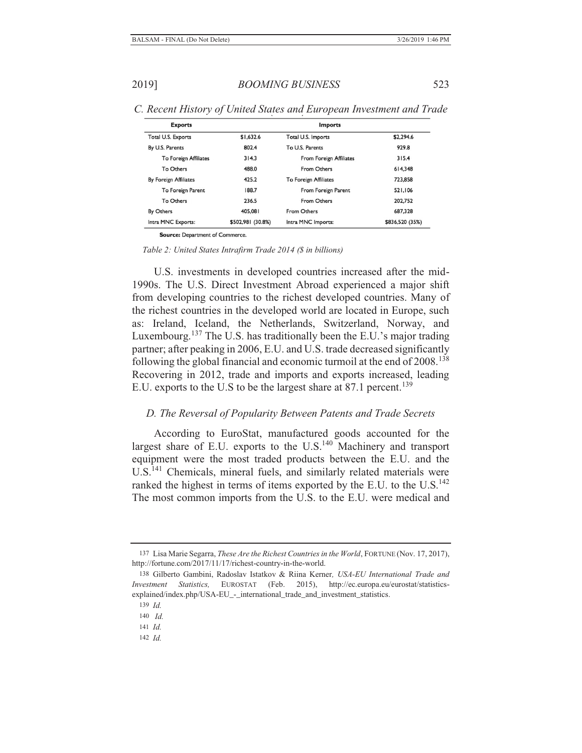### C. Recent History of United States and European Investment and Trade

| Exports | | Imports | |
|---|---|---|---|
| Total U.S. Exports | $1,632.6 | Total U.S. Imports | $2,294.6 |
| By U.S. Parents | 802.4 | To U.S. Parents | 929.8 |
| To Foreign Affiliates | 314.3 | From Foreign Affiliates | 315.4 |
| To Others | 488.0 | From Others | 614,348 |
| By Foreign Affiliates | 425.2 | To Foreign Affiliates | 723,858 |
| To Foreign Parent | 188.7 | From Foreign Parent | 521,106 |
| To Others | 236.5 | From Others | 202,752 |
| By Others | 405,081 | From Others | 687,328 |
| Intra MNC Exports: | $502,981 (30.8%) | Intra MNC Imports: | $836,520 (35%) |

**Source:** Department of Commerce.

*Table 2: United States Intrafirm Trade 2014 ($ in billions)*

U.S. investments in developed countries increased after the mid-1990s. The U.S. Direct Investment Abroad experienced a major shift from developing countries to the richest developed countries. Many of the richest countries in the developed world are located in Europe, such as: Ireland, Iceland, the Netherlands, Switzerland, Norway, and Luxembourg.[137] The U.S. has traditionally been the E.U.'s major trading partner; after peaking in 2006, E.U. and U.S. trade decreased significantly following the global financial and economic turmoil at the end of 2008.[138] Recovering in 2012, trade and imports and exports increased, leading E.U. exports to the U.S to be the largest share at 87.1 percent.[139]

### D. The Reversal of Popularity Between Patents and Trade Secrets

According to EuroStat, manufactured goods accounted for the largest share of E.U. exports to the U.S.[140] Machinery and transport equipment were the most traded products between the E.U. and the U.S.[141] Chemicals, mineral fuels, and similarly related materials were ranked the highest in terms of items exported by the E.U. to the U.S.[142] The most common imports from the U.S. to the E.U. were medical and

---

137 Lisa Marie Segarra, *These Are the Richest Countries in the World*, FORTUNE (Nov. 17, 2017), http://fortune.com/2017/11/17/richest-country-in-the-world.

138 Gilberto Gambini, Radoslav Istatkov & Riina Kerner, *USA-EU International Trade and Investment Statistics,* EUROSTAT (Feb. 2015), http://ec.europa.eu/eurostat/statistics-explained/index.php/USA-EU_-_international_trade_and_investment_statistics.

139 *Id.*

140 *Id.*

141 *Id.*

142 *Id.*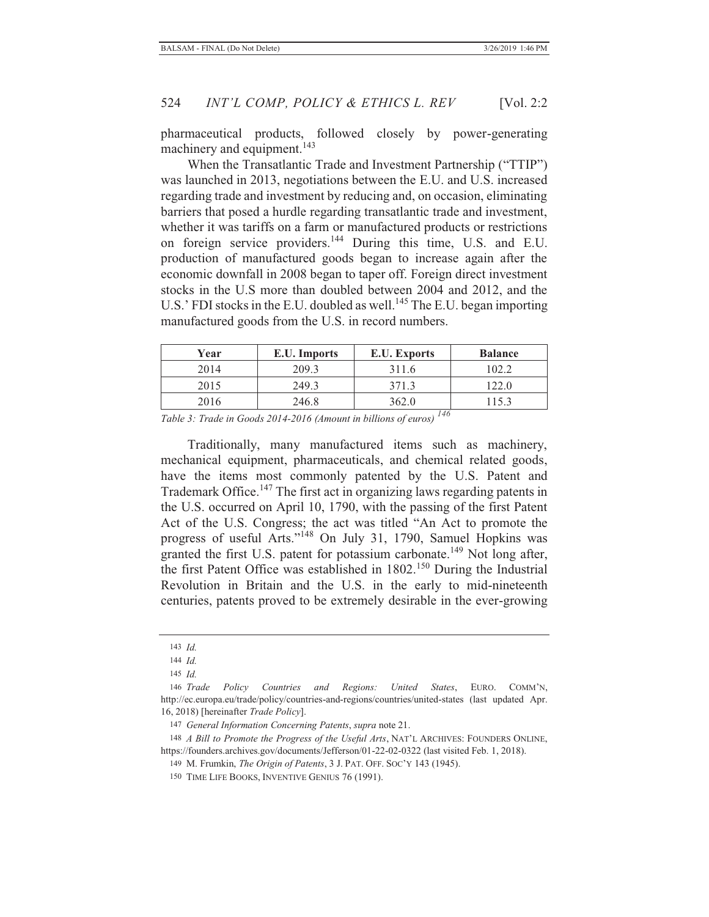pharmaceutical products, followed closely by power-generating machinery and equipment.[143]

When the Transatlantic Trade and Investment Partnership ("TTIP") was launched in 2013, negotiations between the E.U. and U.S. increased regarding trade and investment by reducing and, on occasion, eliminating barriers that posed a hurdle regarding transatlantic trade and investment, whether it was tariffs on a farm or manufactured products or restrictions on foreign service providers.[144] During this time, U.S. and E.U. production of manufactured goods began to increase again after the economic downfall in 2008 began to taper off. Foreign direct investment stocks in the U.S more than doubled between 2004 and 2012, and the U.S.' FDI stocks in the E.U. doubled as well.[145] The E.U. began importing manufactured goods from the U.S. in record numbers.

| Year | E.U. Imports | E.U. Exports | Balance |
|---|---|---|---|
| 2014 | 209.3 | 311.6 | 102.2 |
| 2015 | 249.3 | 371.3 | 122.0 |
| 2016 | 246.8 | 362.0 | 115.3 |

*Table 3: Trade in Goods 2014-2016 (Amount in billions of euros)* [146]

Traditionally, many manufactured items such as machinery, mechanical equipment, pharmaceuticals, and chemical related goods, have the items most commonly patented by the U.S. Patent and Trademark Office.[147] The first act in organizing laws regarding patents in the U.S. occurred on April 10, 1790, with the passing of the first Patent Act of the U.S. Congress; the act was titled "An Act to promote the progress of useful Arts."[148] On July 31, 1790, Samuel Hopkins was granted the first U.S. patent for potassium carbonate.[149] Not long after, the first Patent Office was established in 1802.[150] During the Industrial Revolution in Britain and the U.S. in the early to mid-nineteenth centuries, patents proved to be extremely desirable in the ever-growing

143 *Id.*

144 *Id.*

145 *Id.*

146 *Trade Policy Countries and Regions: United States*, EURO. COMM'N, http://ec.europa.eu/trade/policy/countries-and-regions/countries/united-states (last updated Apr. 16, 2018) [hereinafter *Trade Policy*].

147 *General Information Concerning Patents*, *supra* note 21.

148 *A Bill to Promote the Progress of the Useful Arts*, NAT'L ARCHIVES: FOUNDERS ONLINE, https://founders.archives.gov/documents/Jefferson/01-22-02-0322 (last visited Feb. 1, 2018).

149 M. Frumkin, *The Origin of Patents*, 3 J. PAT. OFF. SOC'Y 143 (1945).

150 TIME LIFE BOOKS, INVENTIVE GENIUS 76 (1991).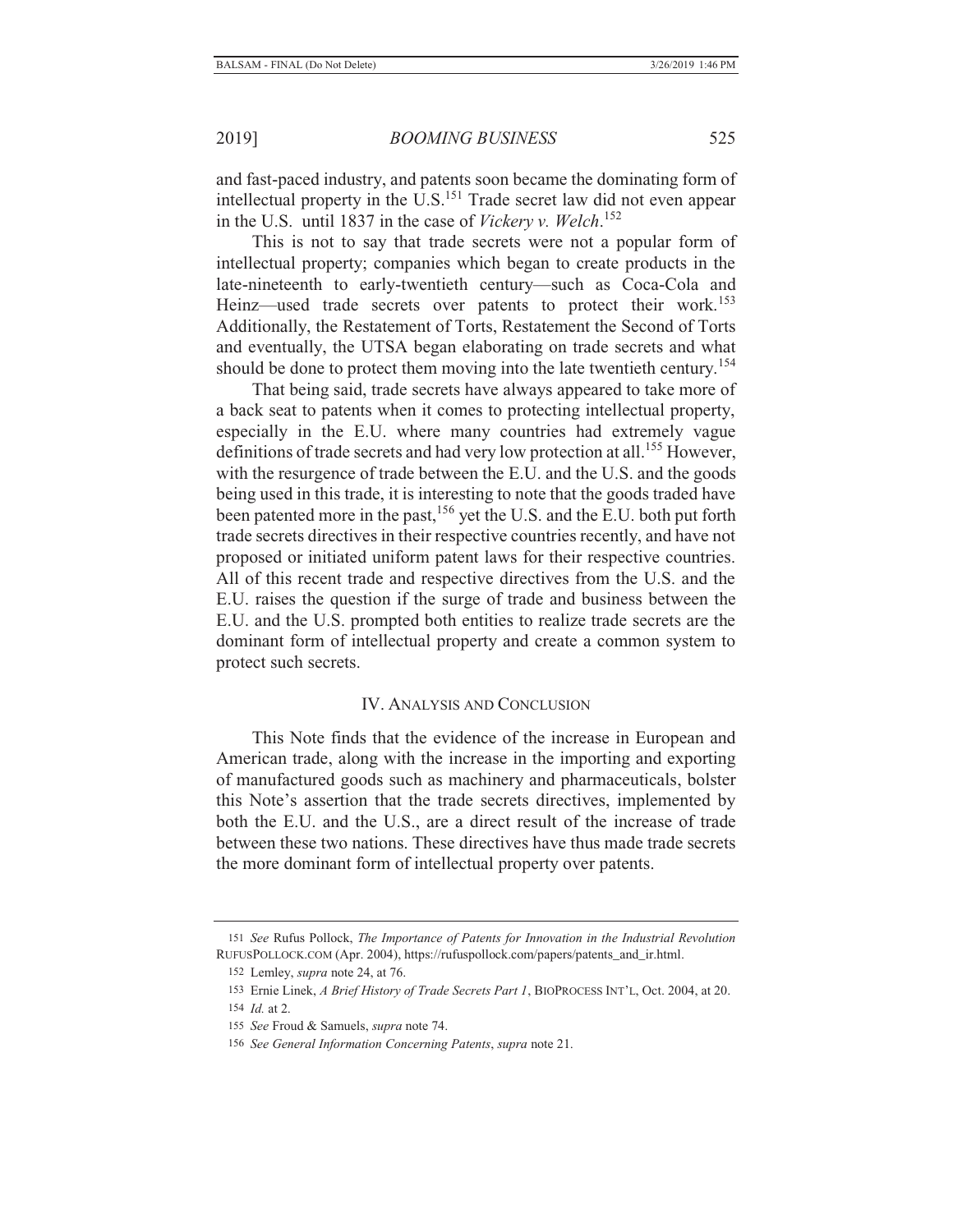and fast-paced industry, and patents soon became the dominating form of intellectual property in the U.S.[151] Trade secret law did not even appear in the U.S. until 1837 in the case of *Vickery v. Welch*.[152]

This is not to say that trade secrets were not a popular form of intellectual property; companies which began to create products in the late-nineteenth to early-twentieth century—such as Coca-Cola and Heinz—used trade secrets over patents to protect their work.[153] Additionally, the Restatement of Torts, Restatement the Second of Torts and eventually, the UTSA began elaborating on trade secrets and what should be done to protect them moving into the late twentieth century.[154]

That being said, trade secrets have always appeared to take more of a back seat to patents when it comes to protecting intellectual property, especially in the E.U. where many countries had extremely vague definitions of trade secrets and had very low protection at all.[155] However, with the resurgence of trade between the E.U. and the U.S. and the goods being used in this trade, it is interesting to note that the goods traded have been patented more in the past,[156] yet the U.S. and the E.U. both put forth trade secrets directives in their respective countries recently, and have not proposed or initiated uniform patent laws for their respective countries. All of this recent trade and respective directives from the U.S. and the E.U. raises the question if the surge of trade and business between the E.U. and the U.S. prompted both entities to realize trade secrets are the dominant form of intellectual property and create a common system to protect such secrets.

## IV. Analysis and Conclusion

This Note finds that the evidence of the increase in European and American trade, along with the increase in the importing and exporting of manufactured goods such as machinery and pharmaceuticals, bolster this Note's assertion that the trade secrets directives, implemented by both the E.U. and the U.S., are a direct result of the increase of trade between these two nations. These directives have thus made trade secrets the more dominant form of intellectual property over patents.

---

151 *See* Rufus Pollock, *The Importance of Patents for Innovation in the Industrial Revolution* RufusPollock.com (Apr. 2004), https://rufuspollock.com/papers/patents_and_ir.html.

152 Lemley, *supra* note 24, at 76.

153 Ernie Linek, *A Brief History of Trade Secrets Part 1*, BioProcess Int'l, Oct. 2004, at 20.

154 *Id.* at 2.

155 *See* Froud & Samuels, *supra* note 74.

156 *See General Information Concerning Patents*, *supra* note 21.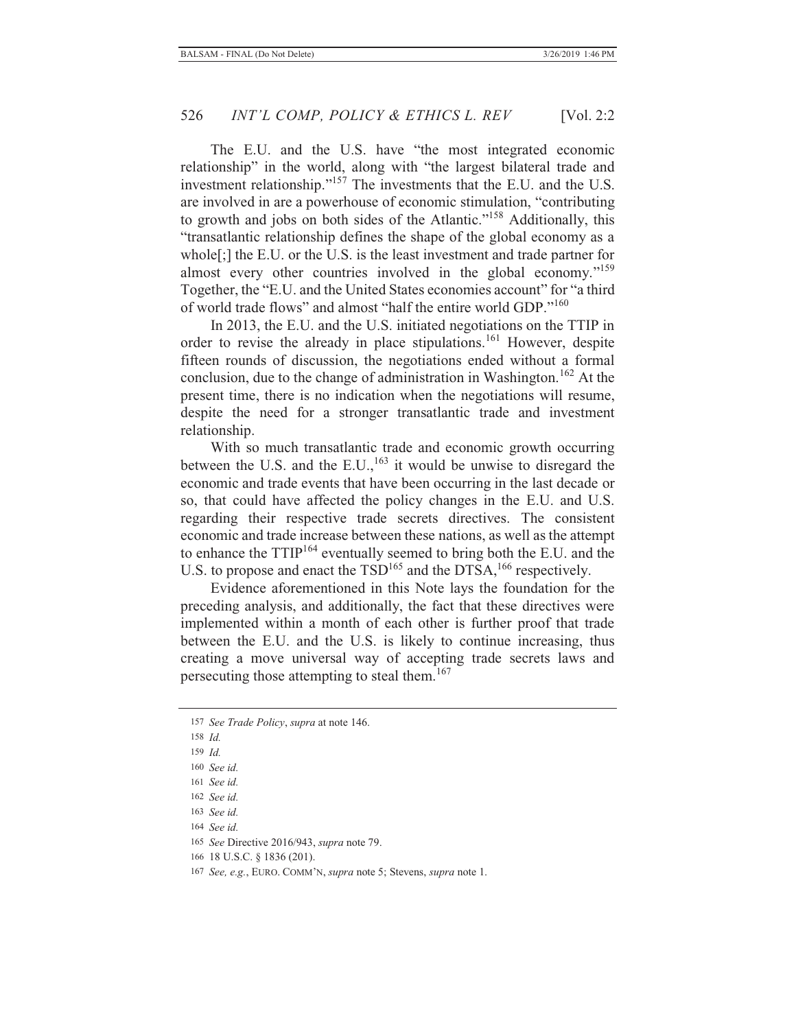The E.U. and the U.S. have "the most integrated economic relationship" in the world, along with "the largest bilateral trade and investment relationship."[157] The investments that the E.U. and the U.S. are involved in are a powerhouse of economic stimulation, "contributing to growth and jobs on both sides of the Atlantic."[158] Additionally, this "transatlantic relationship defines the shape of the global economy as a whole[;] the E.U. or the U.S. is the least investment and trade partner for almost every other countries involved in the global economy."[159] Together, the "E.U. and the United States economies account" for "a third of world trade flows" and almost "half the entire world GDP."[160]

In 2013, the E.U. and the U.S. initiated negotiations on the TTIP in order to revise the already in place stipulations.[161] However, despite fifteen rounds of discussion, the negotiations ended without a formal conclusion, due to the change of administration in Washington.[162] At the present time, there is no indication when the negotiations will resume, despite the need for a stronger transatlantic trade and investment relationship.

With so much transatlantic trade and economic growth occurring between the U.S. and the E.U.,[163] it would be unwise to disregard the economic and trade events that have been occurring in the last decade or so, that could have affected the policy changes in the E.U. and U.S. regarding their respective trade secrets directives. The consistent economic and trade increase between these nations, as well as the attempt to enhance the TTIP[164] eventually seemed to bring both the E.U. and the U.S. to propose and enact the TSD[165] and the DTSA,[166] respectively.

Evidence aforementioned in this Note lays the foundation for the preceding analysis, and additionally, the fact that these directives were implemented within a month of each other is further proof that trade between the E.U. and the U.S. is likely to continue increasing, thus creating a move universal way of accepting trade secrets laws and persecuting those attempting to steal them.[167]

---

157 *See Trade Policy*, *supra* at note 146.

158 *Id.*

159 *Id.*

160 *See id.*

161 *See id.*

162 *See id.*

163 *See id.*

164 *See id.*

165 *See* Directive 2016/943, *supra* note 79.

166 18 U.S.C. § 1836 (201).

167 *See, e.g.*, EURO. COMM'N, *supra* note 5; Stevens, *supra* note 1.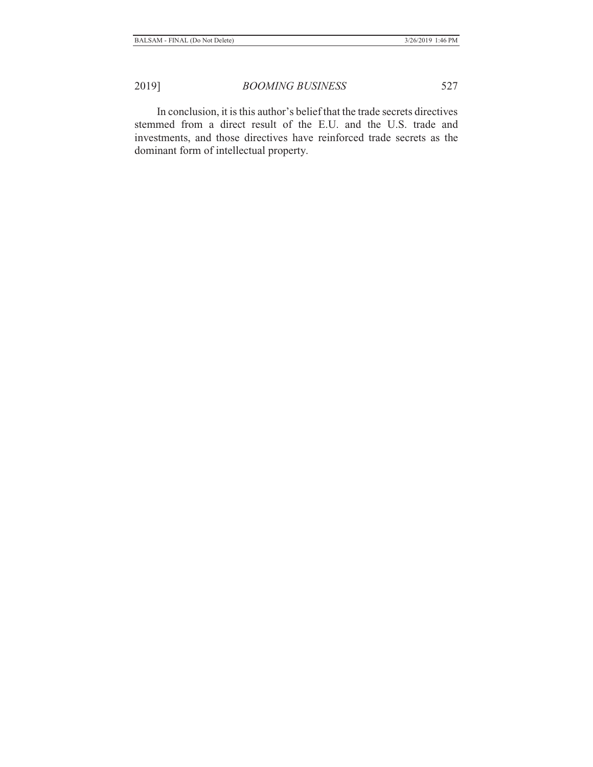In conclusion, it is this author's belief that the trade secrets directives stemmed from a direct result of the E.U. and the U.S. trade and investments, and those directives have reinforced trade secrets as the dominant form of intellectual property.